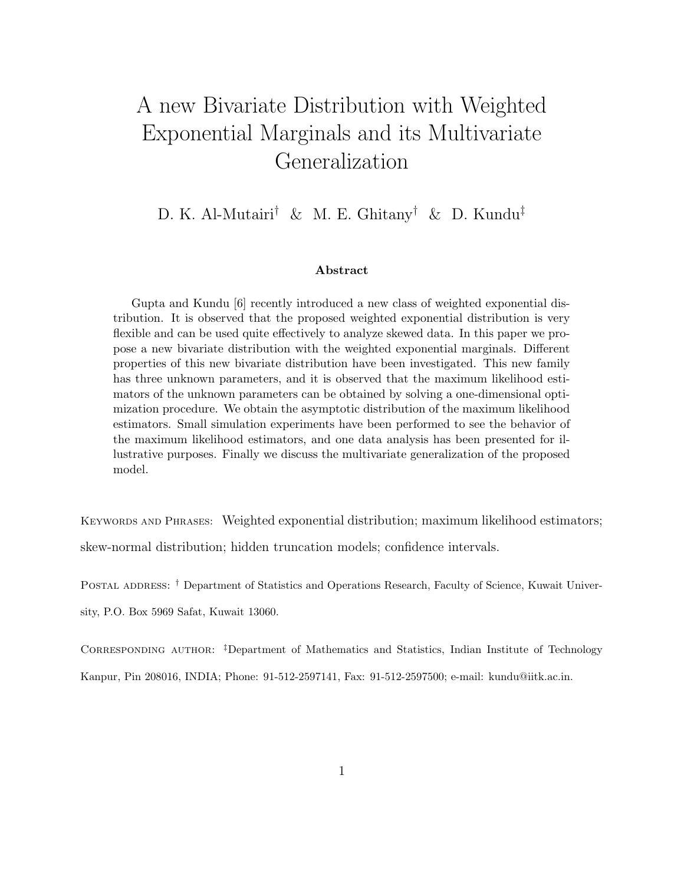# A new Bivariate Distribution with Weighted Exponential Marginals and its Multivariate Generalization

D. K. Al-Mutairi[†] & M. E. Ghitany[†] & D. Kundu[‡]

**Abstract**

Gupta and Kundu [6] recently introduced a new class of weighted exponential distribution. It is observed that the proposed weighted exponential distribution is very flexible and can be used quite effectively to analyze skewed data. In this paper we propose a new bivariate distribution with the weighted exponential marginals. Different properties of this new bivariate distribution have been investigated. This new family has three unknown parameters, and it is observed that the maximum likelihood estimators of the unknown parameters can be obtained by solving a one-dimensional optimization procedure. We obtain the asymptotic distribution of the maximum likelihood estimators. Small simulation experiments have been performed to see the behavior of the maximum likelihood estimators, and one data analysis has been presented for illustrative purposes. Finally we discuss the multivariate generalization of the proposed model.

Keywords and Phrases: Weighted exponential distribution; maximum likelihood estimators; skew-normal distribution; hidden truncation models; confidence intervals.

Postal address: [†] Department of Statistics and Operations Research, Faculty of Science, Kuwait University, P.O. Box 5969 Safat, Kuwait 13060.

Corresponding author: [‡]Department of Mathematics and Statistics, Indian Institute of Technology Kanpur, Pin 208016, INDIA; Phone: 91-512-2597141, Fax: 91-512-2597500; e-mail: kundu@iitk.ac.in.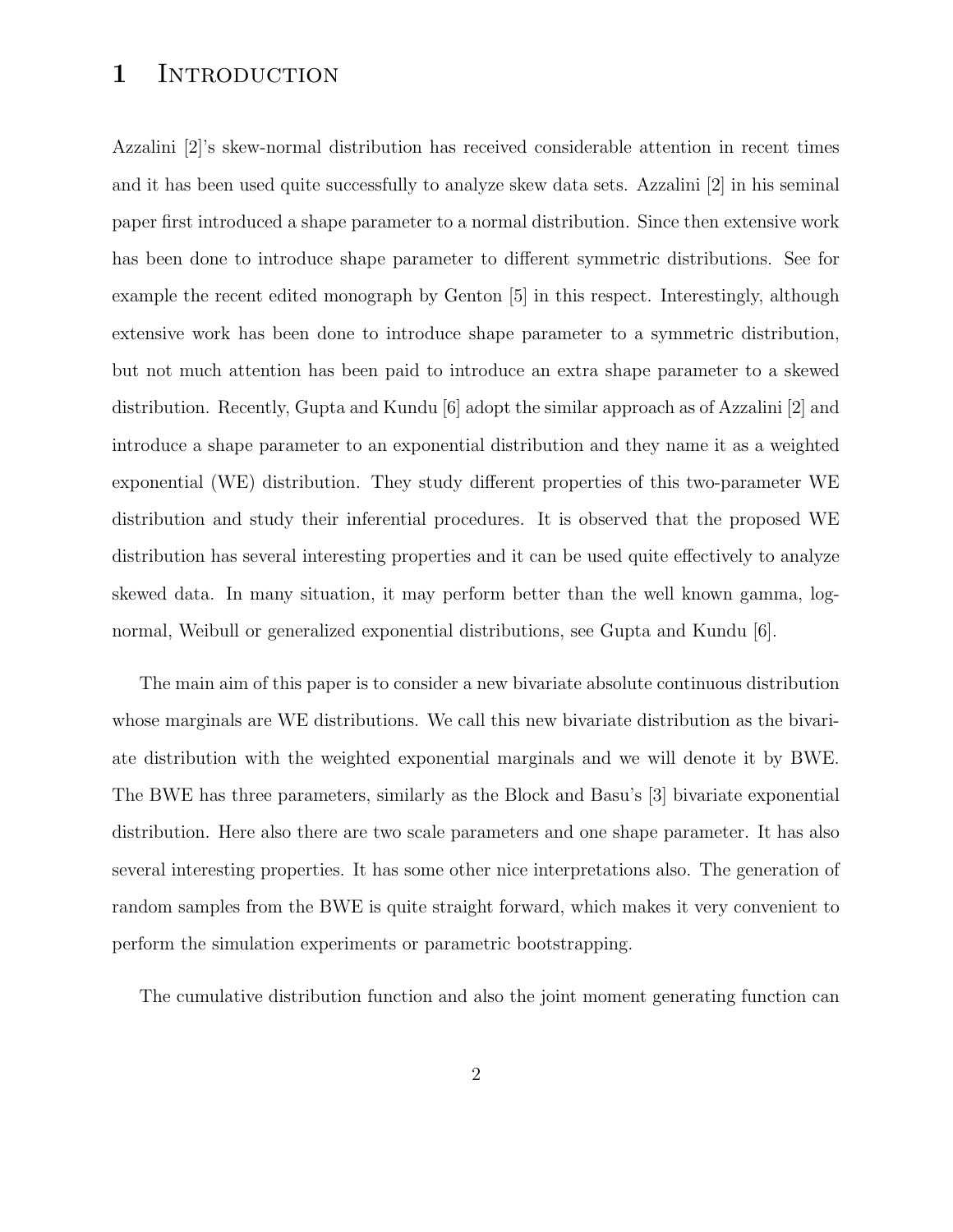# 1 Introduction

Azzalini [2]'s skew-normal distribution has received considerable attention in recent times and it has been used quite successfully to analyze skew data sets. Azzalini [2] in his seminal paper first introduced a shape parameter to a normal distribution. Since then extensive work has been done to introduce shape parameter to different symmetric distributions. See for example the recent edited monograph by Genton [5] in this respect. Interestingly, although extensive work has been done to introduce shape parameter to a symmetric distribution, but not much attention has been paid to introduce an extra shape parameter to a skewed distribution. Recently, Gupta and Kundu [6] adopt the similar approach as of Azzalini [2] and introduce a shape parameter to an exponential distribution and they name it as a weighted exponential (WE) distribution. They study different properties of this two-parameter WE distribution and study their inferential procedures. It is observed that the proposed WE distribution has several interesting properties and it can be used quite effectively to analyze skewed data. In many situation, it may perform better than the well known gamma, log-normal, Weibull or generalized exponential distributions, see Gupta and Kundu [6].

The main aim of this paper is to consider a new bivariate absolute continuous distribution whose marginals are WE distributions. We call this new bivariate distribution as the bivariate distribution with the weighted exponential marginals and we will denote it by BWE. The BWE has three parameters, similarly as the Block and Basu's [3] bivariate exponential distribution. Here also there are two scale parameters and one shape parameter. It has also several interesting properties. It has some other nice interpretations also. The generation of random samples from the BWE is quite straight forward, which makes it very convenient to perform the simulation experiments or parametric bootstrapping.

The cumulative distribution function and also the joint moment generating function can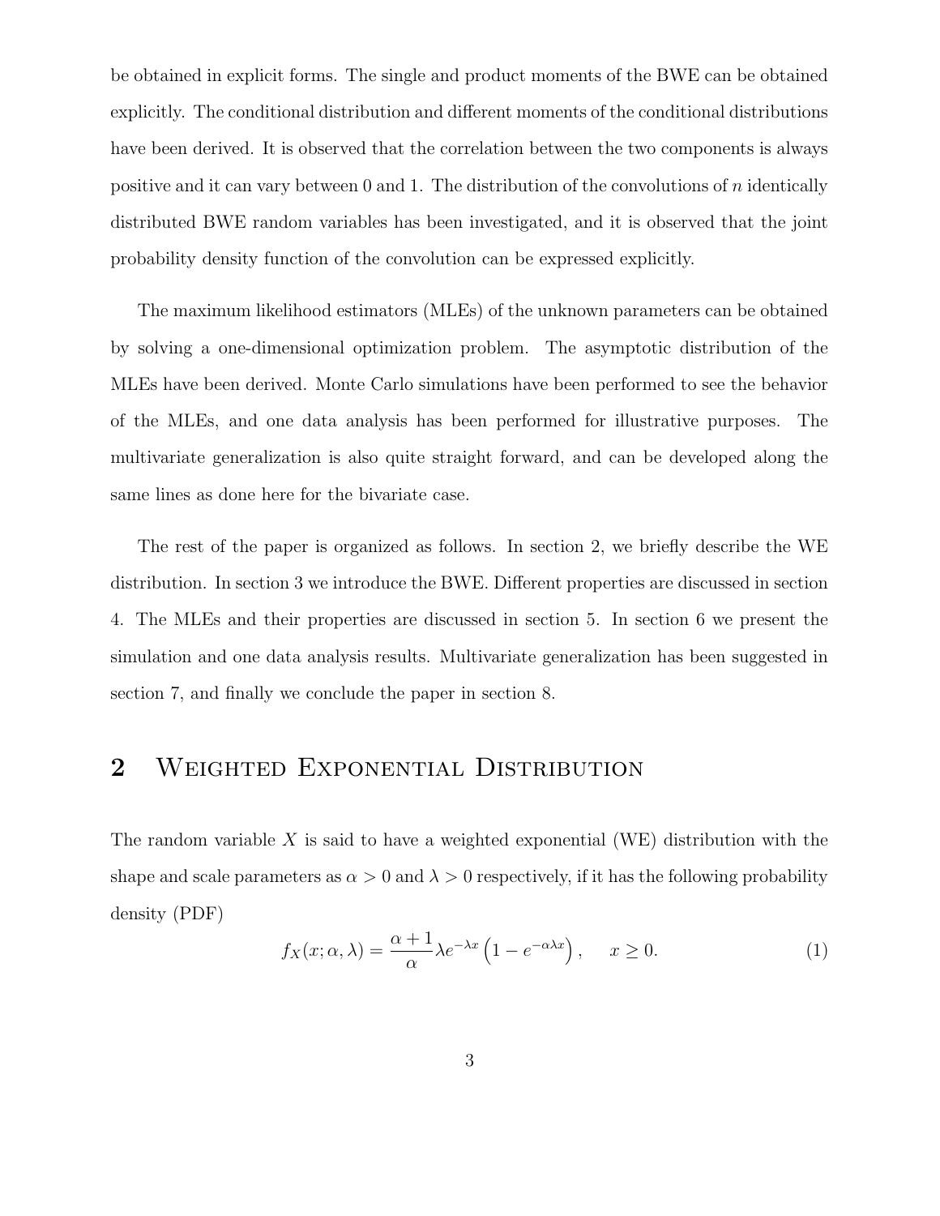be obtained in explicit forms. The single and product moments of the BWE can be obtained explicitly. The conditional distribution and different moments of the conditional distributions have been derived. It is observed that the correlation between the two components is always positive and it can vary between 0 and 1. The distribution of the convolutions of $n$ identically distributed BWE random variables has been investigated, and it is observed that the joint probability density function of the convolution can be expressed explicitly.

The maximum likelihood estimators (MLEs) of the unknown parameters can be obtained by solving a one-dimensional optimization problem. The asymptotic distribution of the MLEs have been derived. Monte Carlo simulations have been performed to see the behavior of the MLEs, and one data analysis has been performed for illustrative purposes. The multivariate generalization is also quite straight forward, and can be developed along the same lines as done here for the bivariate case.

The rest of the paper is organized as follows. In section 2, we briefly describe the WE distribution. In section 3 we introduce the BWE. Different properties are discussed in section 4. The MLEs and their properties are discussed in section 5. In section 6 we present the simulation and one data analysis results. Multivariate generalization has been suggested in section 7, and finally we conclude the paper in section 8.

## 2 Weighted Exponential Distribution

The random variable $X$ is said to have a weighted exponential (WE) distribution with the shape and scale parameters as $\alpha > 0$ and $\lambda > 0$ respectively, if it has the following probability density (PDF)

$$f_X(x;\alpha,\lambda) = \frac{\alpha+1}{\alpha}\lambda e^{-\lambda x}\left(1-e^{-\alpha\lambda x}\right), \quad x \geq 0. \tag{1}$$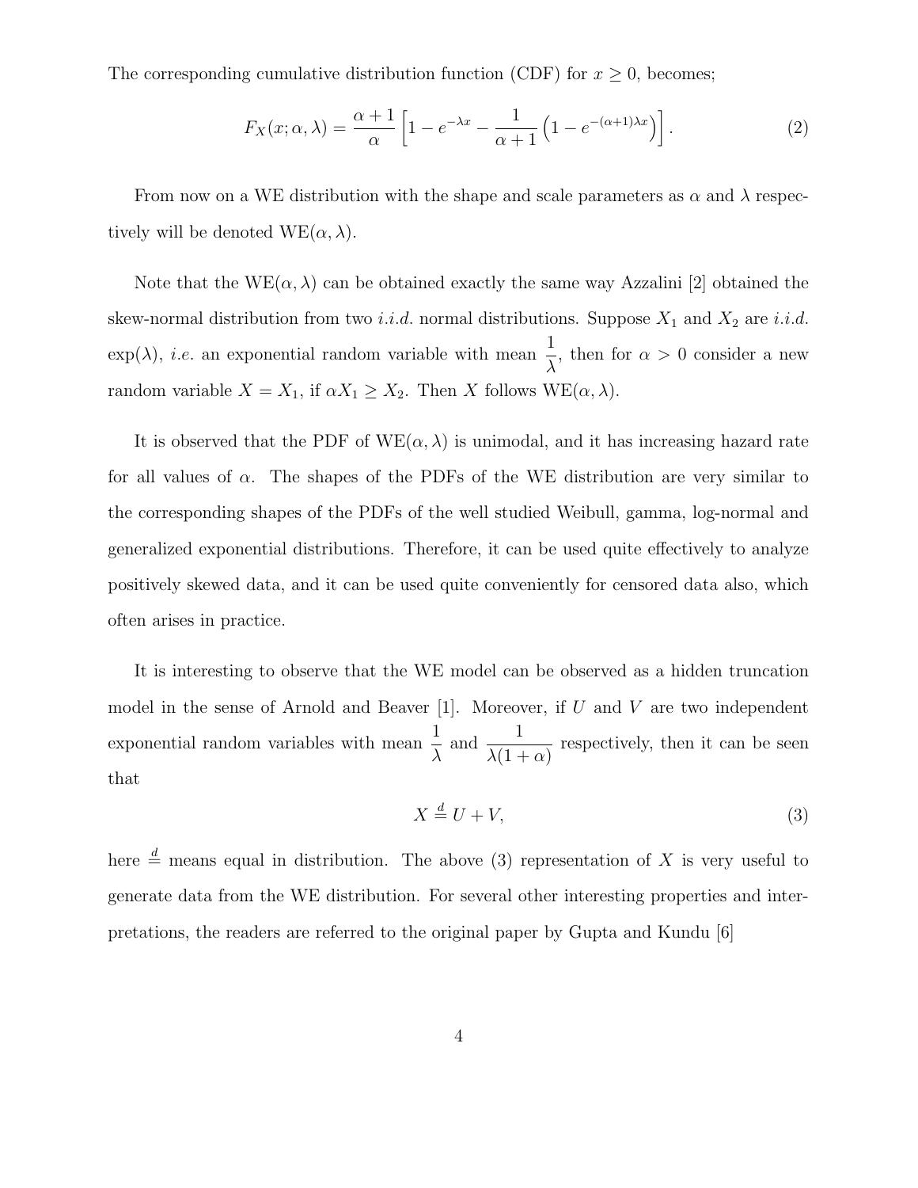The corresponding cumulative distribution function (CDF) for $x \geq 0$, becomes;

$$F_X(x;\alpha,\lambda) = \frac{\alpha+1}{\alpha}\left[1 - e^{-\lambda x} - \frac{1}{\alpha+1}\left(1 - e^{-(\alpha+1)\lambda x}\right)\right]. \tag{2}$$

From now on a WE distribution with the shape and scale parameters as $\alpha$ and $\lambda$ respectively will be denoted WE$(\alpha,\lambda)$.

Note that the WE$(\alpha,\lambda)$ can be obtained exactly the same way Azzalini [2] obtained the skew-normal distribution from two *i.i.d.* normal distributions. Suppose $X_1$ and $X_2$ are *i.i.d.* $\exp(\lambda)$, *i.e.* an exponential random variable with mean $\frac{1}{\lambda}$, then for $\alpha > 0$ consider a new random variable $X = X_1$, if $\alpha X_1 \geq X_2$. Then $X$ follows WE$(\alpha,\lambda)$.

It is observed that the PDF of WE$(\alpha,\lambda)$ is unimodal, and it has increasing hazard rate for all values of $\alpha$. The shapes of the PDFs of the WE distribution are very similar to the corresponding shapes of the PDFs of the well studied Weibull, gamma, log-normal and generalized exponential distributions. Therefore, it can be used quite effectively to analyze positively skewed data, and it can be used quite conveniently for censored data also, which often arises in practice.

It is interesting to observe that the WE model can be observed as a hidden truncation model in the sense of Arnold and Beaver [1]. Moreover, if $U$ and $V$ are two independent exponential random variables with mean $\frac{1}{\lambda}$ and $\frac{1}{\lambda(1+\alpha)}$ respectively, then it can be seen that

$$X \stackrel{d}{=} U + V, \tag{3}$$

here $\stackrel{d}{=}$ means equal in distribution. The above (3) representation of $X$ is very useful to generate data from the WE distribution. For several other interesting properties and interpretations, the readers are referred to the original paper by Gupta and Kundu [6]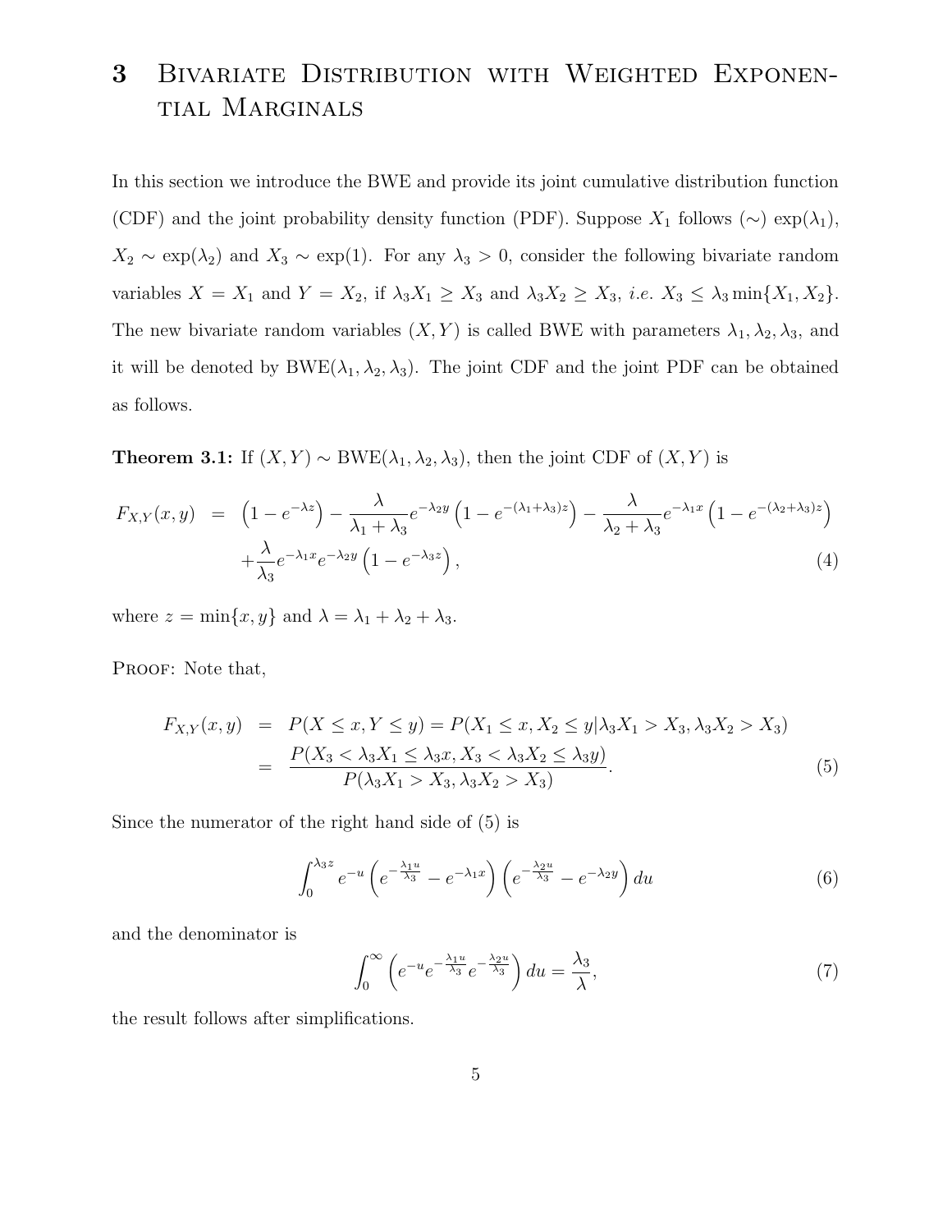# 3 Bivariate Distribution with Weighted Exponential Marginals

In this section we introduce the BWE and provide its joint cumulative distribution function (CDF) and the joint probability density function (PDF). Suppose $X_1$ follows ($\sim$) $\exp(\lambda_1)$, $X_2 \sim \exp(\lambda_2)$ and $X_3 \sim \exp(1)$. For any $\lambda_3 > 0$, consider the following bivariate random variables $X = X_1$ and $Y = X_2$, if $\lambda_3 X_1 \geq X_3$ and $\lambda_3 X_2 \geq X_3$, *i.e.* $X_3 \leq \lambda_3 \min\{X_1, X_2\}$. The new bivariate random variables $(X, Y)$ is called BWE with parameters $\lambda_1, \lambda_2, \lambda_3$, and it will be denoted by BWE$(\lambda_1, \lambda_2, \lambda_3)$. The joint CDF and the joint PDF can be obtained as follows.

**Theorem 3.1:** If $(X, Y) \sim$ BWE$(\lambda_1, \lambda_2, \lambda_3)$, then the joint CDF of $(X, Y)$ is

$$
\begin{aligned}
F_{X,Y}(x, y) &= \left(1 - e^{-\lambda z}\right) - \frac{\lambda}{\lambda_1 + \lambda_3} e^{-\lambda_2 y} \left(1 - e^{-(\lambda_1 + \lambda_3) z}\right) - \frac{\lambda}{\lambda_2 + \lambda_3} e^{-\lambda_1 x} \left(1 - e^{-(\lambda_2 + \lambda_3) z}\right) \\
&\quad + \frac{\lambda}{\lambda_3} e^{-\lambda_1 x} e^{-\lambda_2 y} \left(1 - e^{-\lambda_3 z}\right),
\end{aligned}
\tag{4}
$$

where $z = \min\{x, y\}$ and $\lambda = \lambda_1 + \lambda_2 + \lambda_3$.

Proof: Note that,

$$
\begin{aligned}
F_{X,Y}(x, y) &= P(X \leq x, Y \leq y) = P(X_1 \leq x, X_2 \leq y | \lambda_3 X_1 > X_3, \lambda_3 X_2 > X_3) \\
&= \frac{P(X_3 < \lambda_3 X_1 \leq \lambda_3 x, X_3 < \lambda_3 X_2 \leq \lambda_3 y)}{P(\lambda_3 X_1 > X_3, \lambda_3 X_2 > X_3)}.
\end{aligned}
\tag{5}
$$

Since the numerator of the right hand side of (5) is

$$
\int_0^{\lambda_3 z} e^{-u} \left(e^{-\frac{\lambda_1 u}{\lambda_3}} - e^{-\lambda_1 x}\right) \left(e^{-\frac{\lambda_2 u}{\lambda_3}} - e^{-\lambda_2 y}\right) du \tag{6}
$$

and the denominator is

$$
\int_0^{\infty} \left(e^{-u} e^{-\frac{\lambda_1 u}{\lambda_3}} e^{-\frac{\lambda_2 u}{\lambda_3}}\right) du = \frac{\lambda_3}{\lambda}, \tag{7}
$$

the result follows after simplifications.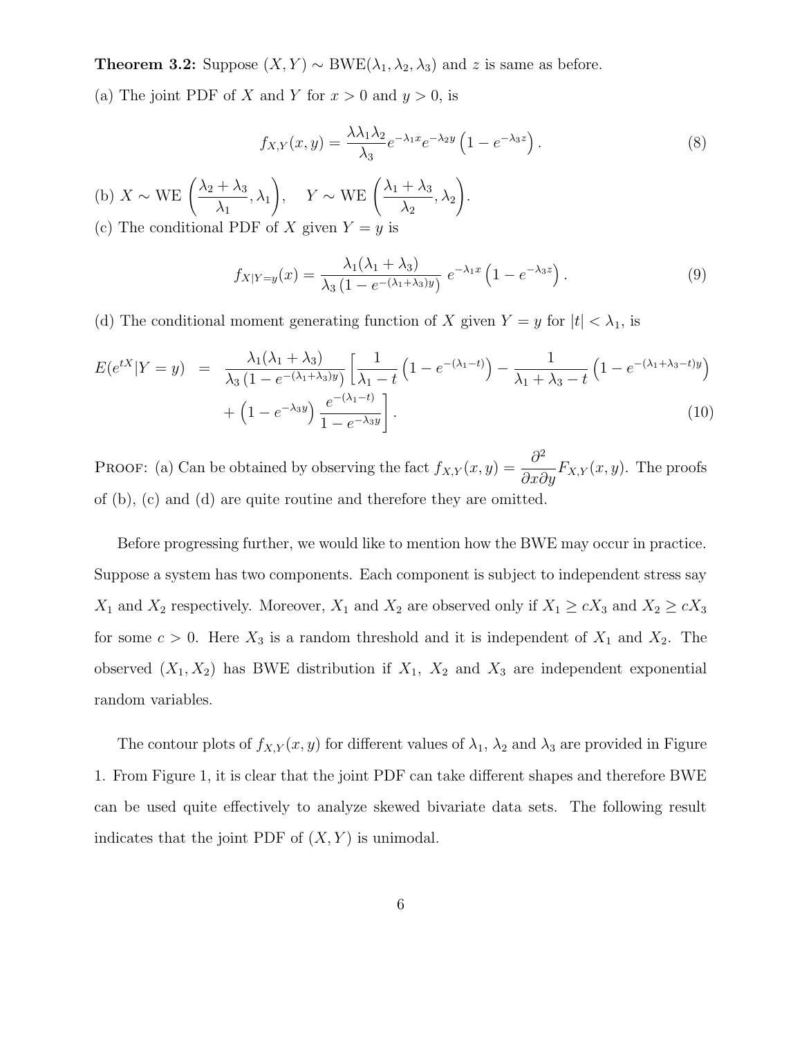**Theorem 3.2:** Suppose $(X, Y) \sim \text{BWE}(\lambda_1, \lambda_2, \lambda_3)$ and $z$ is same as before.

(a) The joint PDF of $X$ and $Y$ for $x > 0$ and $y > 0$, is

$$f_{X,Y}(x, y) = \frac{\lambda\lambda_1\lambda_2}{\lambda_3} e^{-\lambda_1 x} e^{-\lambda_2 y} \left(1 - e^{-\lambda_3 z}\right). \tag{8}$$

(b) $X \sim \text{WE}\left(\frac{\lambda_2 + \lambda_3}{\lambda_1}, \lambda_1\right)$, $\quad Y \sim \text{WE}\left(\frac{\lambda_1 + \lambda_3}{\lambda_2}, \lambda_2\right)$.

(c) The conditional PDF of $X$ given $Y = y$ is

$$f_{X|Y=y}(x) = \frac{\lambda_1(\lambda_1 + \lambda_3)}{\lambda_3\left(1 - e^{-(\lambda_1+\lambda_3)y}\right)} \; e^{-\lambda_1 x} \left(1 - e^{-\lambda_3 z}\right). \tag{9}$$

(d) The conditional moment generating function of $X$ given $Y = y$ for $|t| < \lambda_1$, is

$$\begin{aligned} E(e^{tX}|Y = y) \;\; &= \;\; \frac{\lambda_1(\lambda_1 + \lambda_3)}{\lambda_3\left(1 - e^{-(\lambda_1+\lambda_3)y}\right)} \left[\frac{1}{\lambda_1 - t}\left(1 - e^{-(\lambda_1 - t)}\right) - \frac{1}{\lambda_1 + \lambda_3 - t}\left(1 - e^{-(\lambda_1+\lambda_3-t)y}\right)\right. \\ &\quad \left. + \left(1 - e^{-\lambda_3 y}\right) \frac{e^{-(\lambda_1 - t)}}{1 - e^{-\lambda_3 y}}\right]. \end{aligned} \tag{10}$$

PROOF: (a) Can be obtained by observing the fact $f_{X,Y}(x, y) = \frac{\partial^2}{\partial x \partial y} F_{X,Y}(x, y)$. The proofs of (b), (c) and (d) are quite routine and therefore they are omitted.

Before progressing further, we would like to mention how the BWE may occur in practice. Suppose a system has two components. Each component is subject to independent stress say $X_1$ and $X_2$ respectively. Moreover, $X_1$ and $X_2$ are observed only if $X_1 \geq cX_3$ and $X_2 \geq cX_3$ for some $c > 0$. Here $X_3$ is a random threshold and it is independent of $X_1$ and $X_2$. The observed $(X_1, X_2)$ has BWE distribution if $X_1$, $X_2$ and $X_3$ are independent exponential random variables.

The contour plots of $f_{X,Y}(x, y)$ for different values of $\lambda_1$, $\lambda_2$ and $\lambda_3$ are provided in Figure 1. From Figure 1, it is clear that the joint PDF can take different shapes and therefore BWE can be used quite effectively to analyze skewed bivariate data sets. The following result indicates that the joint PDF of $(X, Y)$ is unimodal.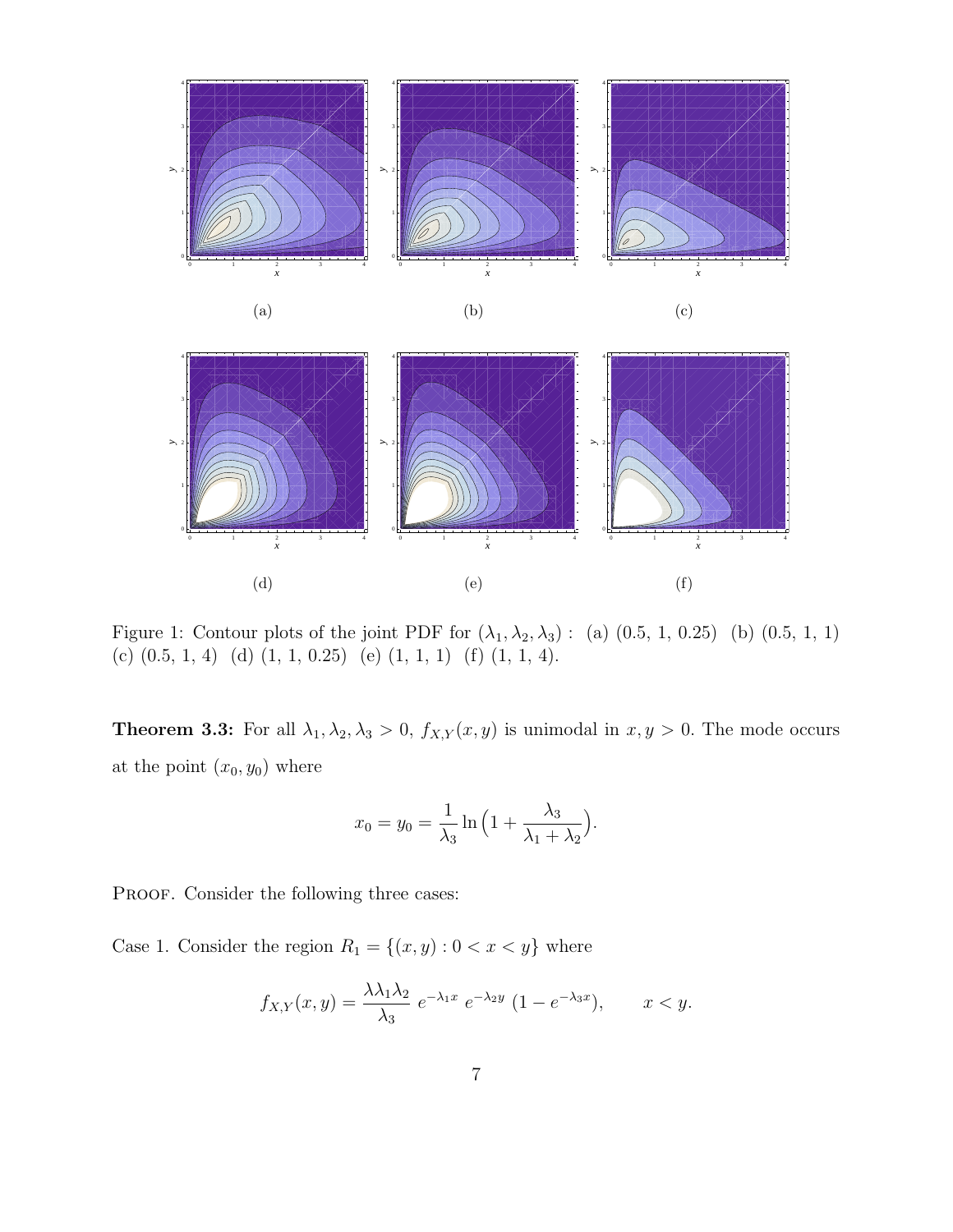(a) (b) (c)

(d) (e) (f)

Figure 1: Contour plots of the joint PDF for $(\lambda_1, \lambda_2, \lambda_3)$ : (a) (0.5, 1, 0.25) (b) (0.5, 1, 1) (c) (0.5, 1, 4) (d) (1, 1, 0.25) (e) (1, 1, 1) (f) (1, 1, 4).

**Theorem 3.3:** For all $\lambda_1, \lambda_2, \lambda_3 > 0$, $f_{X,Y}(x, y)$ is unimodal in $x, y > 0$. The mode occurs at the point $(x_0, y_0)$ where

$$x_0 = y_0 = \frac{1}{\lambda_3} \ln\Big(1 + \frac{\lambda_3}{\lambda_1 + \lambda_2}\Big).$$

PROOF. Consider the following three cases:

Case 1. Consider the region $R_1 = \{(x, y) : 0 < x < y\}$ where

$$f_{X,Y}(x, y) = \frac{\lambda\lambda_1\lambda_2}{\lambda_3}\ e^{-\lambda_1 x}\ e^{-\lambda_2 y}\ (1 - e^{-\lambda_3 x}), \qquad x < y.$$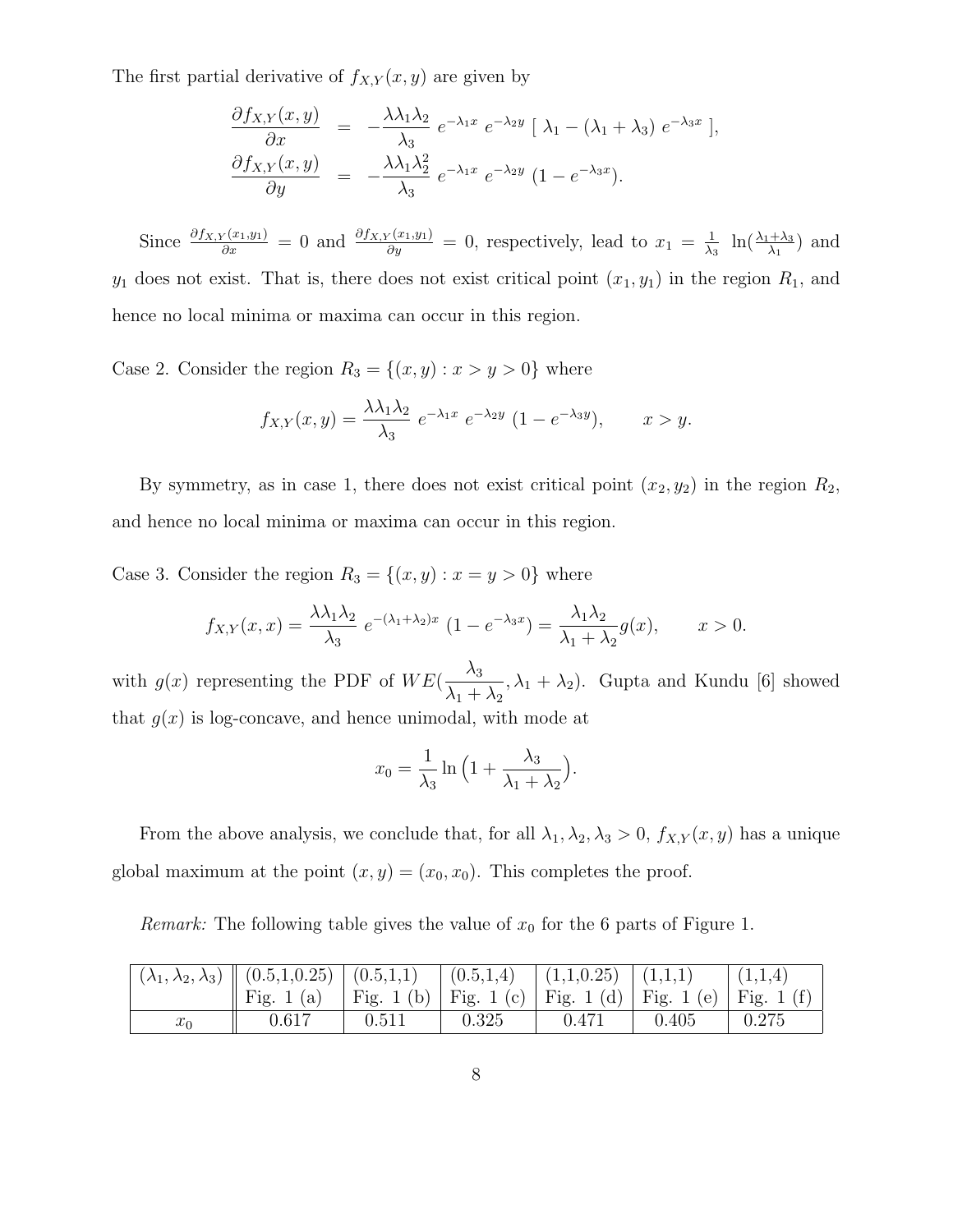The first partial derivative of $f_{X,Y}(x,y)$ are given by

$$
\begin{aligned}
\frac{\partial f_{X,Y}(x,y)}{\partial x} &= -\frac{\lambda\lambda_1\lambda_2}{\lambda_3}\ e^{-\lambda_1 x}\ e^{-\lambda_2 y}\ [\ \lambda_1 - (\lambda_1+\lambda_3)\ e^{-\lambda_3 x}\ ], \\
\frac{\partial f_{X,Y}(x,y)}{\partial y} &= -\frac{\lambda\lambda_1\lambda_2^2}{\lambda_3}\ e^{-\lambda_1 x}\ e^{-\lambda_2 y}\ (1-e^{-\lambda_3 x}).
\end{aligned}
$$

Since $\frac{\partial f_{X,Y}(x_1,y_1)}{\partial x} = 0$ and $\frac{\partial f_{X,Y}(x_1,y_1)}{\partial y} = 0$, respectively, lead to $x_1 = \frac{1}{\lambda_3}\ \ln(\frac{\lambda_1+\lambda_3}{\lambda_1})$ and $y_1$ does not exist. That is, there does not exist critical point $(x_1, y_1)$ in the region $R_1$, and hence no local minima or maxima can occur in this region.

Case 2. Consider the region $R_3 = \{(x,y) : x > y > 0\}$ where

$$
f_{X,Y}(x,y) = \frac{\lambda\lambda_1\lambda_2}{\lambda_3}\ e^{-\lambda_1 x}\ e^{-\lambda_2 y}\ (1-e^{-\lambda_3 y}), \qquad x > y.
$$

By symmetry, as in case 1, there does not exist critical point $(x_2, y_2)$ in the region $R_2$, and hence no local minima or maxima can occur in this region.

Case 3. Consider the region $R_3 = \{(x,y) : x = y > 0\}$ where

$$
f_{X,Y}(x,x) = \frac{\lambda\lambda_1\lambda_2}{\lambda_3}\ e^{-(\lambda_1+\lambda_2)x}\ (1-e^{-\lambda_3 x}) = \frac{\lambda_1\lambda_2}{\lambda_1+\lambda_2} g(x), \qquad x > 0.
$$

with $g(x)$ representing the PDF of $WE(\frac{\lambda_3}{\lambda_1+\lambda_2}, \lambda_1+\lambda_2)$. Gupta and Kundu [6] showed that $g(x)$ is log-concave, and hence unimodal, with mode at

$$
x_0 = \frac{1}{\lambda_3}\ln\Big(1+\frac{\lambda_3}{\lambda_1+\lambda_2}\Big).
$$

From the above analysis, we conclude that, for all $\lambda_1, \lambda_2, \lambda_3 > 0$, $f_{X,Y}(x,y)$ has a unique global maximum at the point $(x,y) = (x_0, x_0)$. This completes the proof.

*Remark:* The following table gives the value of $x_0$ for the 6 parts of Figure 1.

| $(\lambda_1, \lambda_2, \lambda_3)$ | (0.5,1,0.25) Fig. 1 (a) | (0.5,1,1) Fig. 1 (b) | (0.5,1,4) Fig. 1 (c) | (1,1,0.25) Fig. 1 (d) | (1,1,1) Fig. 1 (e) | (1,1,4) Fig. 1 (f) |
|---|---|---|---|---|---|---|
| $x_0$ | 0.617 | 0.511 | 0.325 | 0.471 | 0.405 | 0.275 |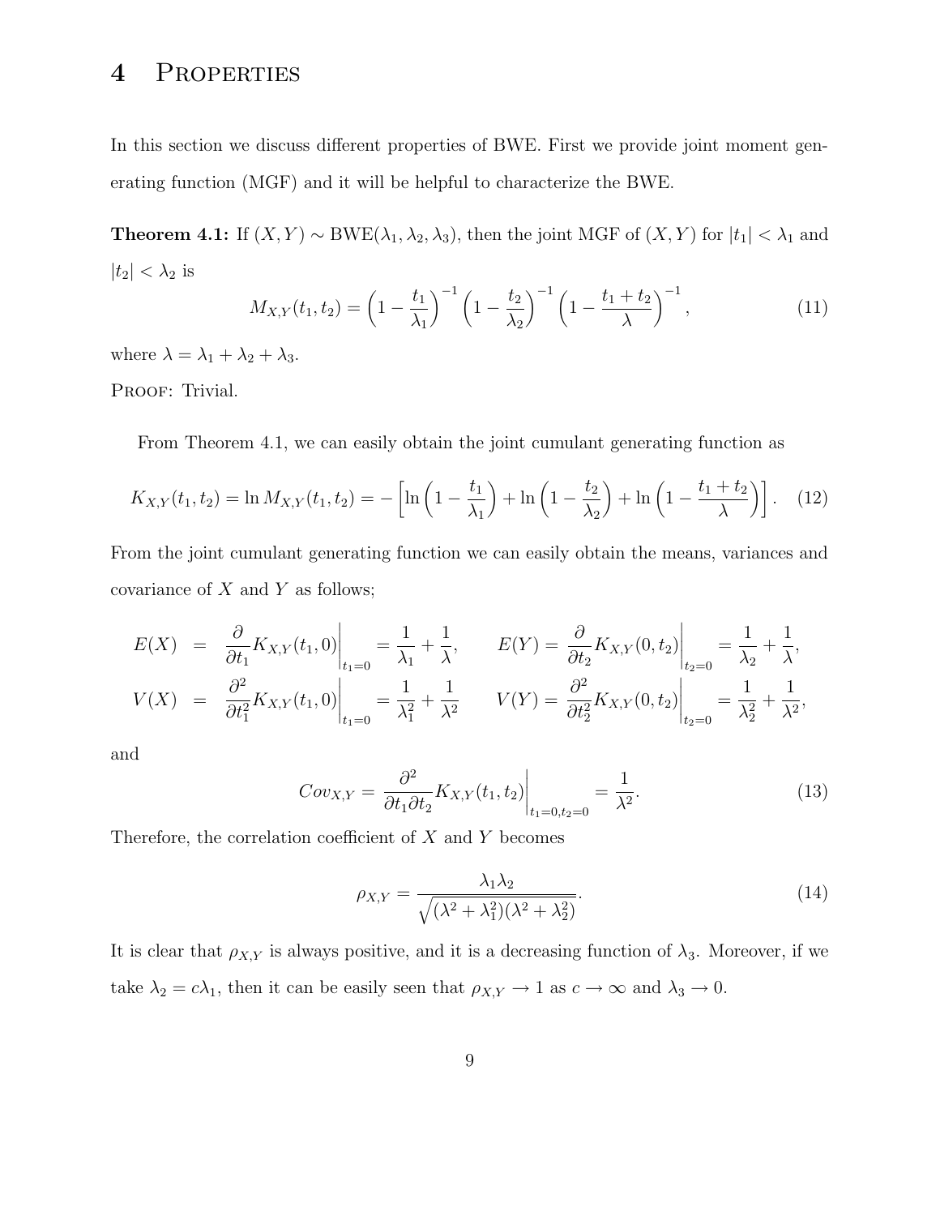# 4 Properties

In this section we discuss different properties of BWE. First we provide joint moment generating function (MGF) and it will be helpful to characterize the BWE.

**Theorem 4.1:** If $(X, Y) \sim \text{BWE}(\lambda_1, \lambda_2, \lambda_3)$, then the joint MGF of $(X, Y)$ for $|t_1| < \lambda_1$ and $|t_2| < \lambda_2$ is

$$M_{X,Y}(t_1, t_2) = \left(1 - \frac{t_1}{\lambda_1}\right)^{-1} \left(1 - \frac{t_2}{\lambda_2}\right)^{-1} \left(1 - \frac{t_1 + t_2}{\lambda}\right)^{-1}, \tag{11}$$

where $\lambda = \lambda_1 + \lambda_2 + \lambda_3$.

Proof: Trivial.

From Theorem 4.1, we can easily obtain the joint cumulant generating function as

$$K_{X,Y}(t_1, t_2) = \ln M_{X,Y}(t_1, t_2) = -\left[\ln\left(1 - \frac{t_1}{\lambda_1}\right) + \ln\left(1 - \frac{t_2}{\lambda_2}\right) + \ln\left(1 - \frac{t_1 + t_2}{\lambda}\right)\right]. \tag{12}$$

From the joint cumulant generating function we can easily obtain the means, variances and covariance of $X$ and $Y$ as follows;

$$\begin{aligned}
E(X) &= \left.\frac{\partial}{\partial t_1} K_{X,Y}(t_1, 0)\right|_{t_1=0} = \frac{1}{\lambda_1} + \frac{1}{\lambda}, \qquad E(Y) = \left.\frac{\partial}{\partial t_2} K_{X,Y}(0, t_2)\right|_{t_2=0} = \frac{1}{\lambda_2} + \frac{1}{\lambda}, \\
V(X) &= \left.\frac{\partial^2}{\partial t_1^2} K_{X,Y}(t_1, 0)\right|_{t_1=0} = \frac{1}{\lambda_1^2} + \frac{1}{\lambda^2} \qquad V(Y) = \left.\frac{\partial^2}{\partial t_2^2} K_{X,Y}(0, t_2)\right|_{t_2=0} = \frac{1}{\lambda_2^2} + \frac{1}{\lambda^2},
\end{aligned}$$

and

$$Cov_{X,Y} = \left.\frac{\partial^2}{\partial t_1 \partial t_2} K_{X,Y}(t_1, t_2)\right|_{t_1=0, t_2=0} = \frac{1}{\lambda^2}. \tag{13}$$

Therefore, the correlation coefficient of $X$ and $Y$ becomes

$$\rho_{X,Y} = \frac{\lambda_1 \lambda_2}{\sqrt{(\lambda^2 + \lambda_1^2)(\lambda^2 + \lambda_2^2)}}. \tag{14}$$

It is clear that $\rho_{X,Y}$ is always positive, and it is a decreasing function of $\lambda_3$. Moreover, if we take $\lambda_2 = c\lambda_1$, then it can be easily seen that $\rho_{X,Y} \to 1$ as $c \to \infty$ and $\lambda_3 \to 0$.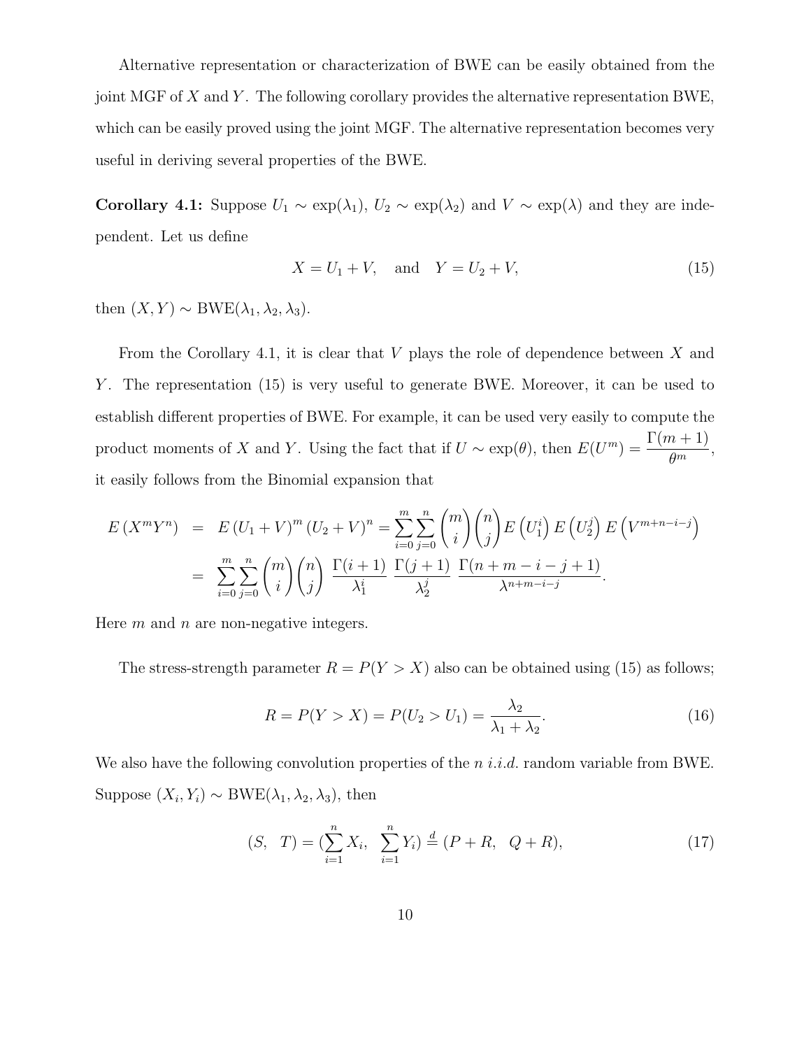Alternative representation or characterization of BWE can be easily obtained from the joint MGF of $X$ and $Y$. The following corollary provides the alternative representation BWE, which can be easily proved using the joint MGF. The alternative representation becomes very useful in deriving several properties of the BWE.

**Corollary 4.1:** Suppose $U_1 \sim \exp(\lambda_1)$, $U_2 \sim \exp(\lambda_2)$ and $V \sim \exp(\lambda)$ and they are independent. Let us define

$$X = U_1 + V, \quad \text{and} \quad Y = U_2 + V, \tag{15}$$

then $(X, Y) \sim \text{BWE}(\lambda_1, \lambda_2, \lambda_3)$.

From the Corollary 4.1, it is clear that $V$ plays the role of dependence between $X$ and $Y$. The representation (15) is very useful to generate BWE. Moreover, it can be used to establish different properties of BWE. For example, it can be used very easily to compute the product moments of $X$ and $Y$. Using the fact that if $U \sim \exp(\theta)$, then $E(U^m) = \dfrac{\Gamma(m+1)}{\theta^m}$, it easily follows from the Binomial expansion that

$$\begin{aligned} E\left(X^m Y^n\right) &= E\left(U_1 + V\right)^m \left(U_2 + V\right)^n = \sum_{i=0}^{m} \sum_{j=0}^{n} \binom{m}{i} \binom{n}{j} E\left(U_1^i\right) E\left(U_2^j\right) E\left(V^{m+n-i-j}\right) \\ &= \sum_{i=0}^{m} \sum_{j=0}^{n} \binom{m}{i} \binom{n}{j} \frac{\Gamma(i+1)}{\lambda_1^i} \frac{\Gamma(j+1)}{\lambda_2^j} \frac{\Gamma(n+m-i-j+1)}{\lambda^{n+m-i-j}}. \end{aligned}$$

Here $m$ and $n$ are non-negative integers.

The stress-strength parameter $R = P(Y > X)$ also can be obtained using (15) as follows;

$$R = P(Y > X) = P(U_2 > U_1) = \frac{\lambda_2}{\lambda_1 + \lambda_2}. \tag{16}$$

We also have the following convolution properties of the $n$ *i.i.d.* random variable from BWE. Suppose $(X_i, Y_i) \sim \text{BWE}(\lambda_1, \lambda_2, \lambda_3)$, then

$$(S, \ \ T) = (\sum_{i=1}^{n} X_i, \ \ \sum_{i=1}^{n} Y_i) \stackrel{d}{=} (P + R, \ \ Q + R), \tag{17}$$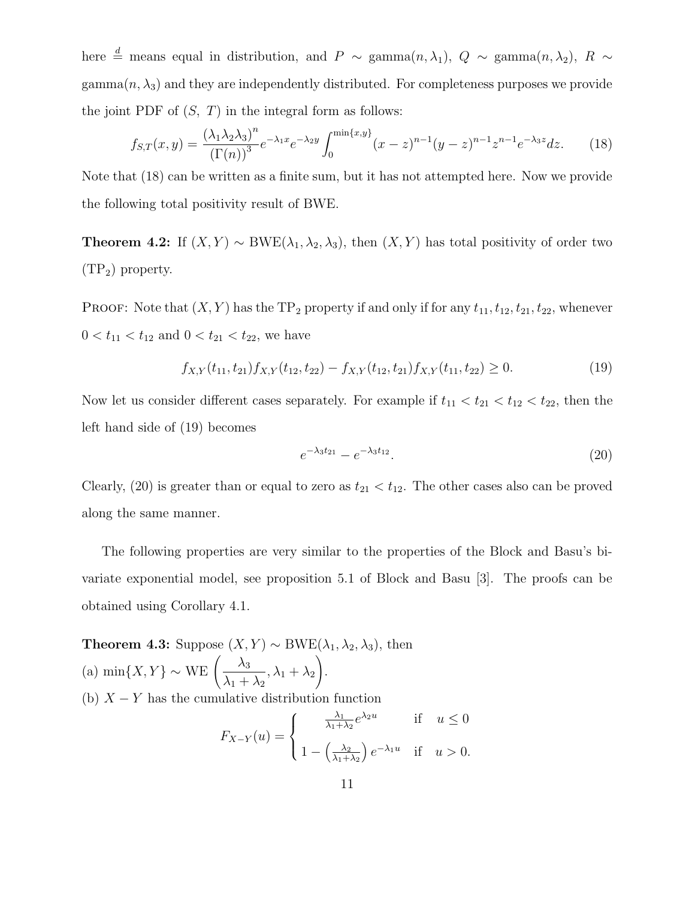here $\stackrel{d}{=}$ means equal in distribution, and $P \sim$ gamma$(n, \lambda_1)$, $Q \sim$ gamma$(n, \lambda_2)$, $R \sim$ gamma$(n, \lambda_3)$ and they are independently distributed. For completeness purposes we provide the joint PDF of $(S,\ T)$ in the integral form as follows:

$$f_{S,T}(x,y) = \frac{(\lambda_1 \lambda_2 \lambda_3)^n}{(\Gamma(n))^3} e^{-\lambda_1 x} e^{-\lambda_2 y} \int_0^{\min\{x,y\}} (x-z)^{n-1}(y-z)^{n-1} z^{n-1} e^{-\lambda_3 z} dz. \tag{18}$$

Note that (18) can be written as a finite sum, but it has not attempted here. Now we provide the following total positivity result of BWE.

**Theorem 4.2:** If $(X,Y) \sim$ BWE$(\lambda_1, \lambda_2, \lambda_3)$, then $(X,Y)$ has total positivity of order two (TP$_2$) property.

Proof: Note that $(X,Y)$ has the TP$_2$ property if and only if for any $t_{11}, t_{12}, t_{21}, t_{22}$, whenever $0 < t_{11} < t_{12}$ and $0 < t_{21} < t_{22}$, we have

$$f_{X,Y}(t_{11}, t_{21}) f_{X,Y}(t_{12}, t_{22}) - f_{X,Y}(t_{12}, t_{21}) f_{X,Y}(t_{11}, t_{22}) \geq 0. \tag{19}$$

Now let us consider different cases separately. For example if $t_{11} < t_{21} < t_{12} < t_{22}$, then the left hand side of (19) becomes

$$e^{-\lambda_3 t_{21}} - e^{-\lambda_3 t_{12}}. \tag{20}$$

Clearly, (20) is greater than or equal to zero as $t_{21} < t_{12}$. The other cases also can be proved along the same manner.

The following properties are very similar to the properties of the Block and Basu's bivariate exponential model, see proposition 5.1 of Block and Basu [3]. The proofs can be obtained using Corollary 4.1.

**Theorem 4.3:** Suppose $(X,Y) \sim$ BWE$(\lambda_1, \lambda_2, \lambda_3)$, then
(a) $\min\{X,Y\} \sim$ WE $\left(\dfrac{\lambda_3}{\lambda_1 + \lambda_2}, \lambda_1 + \lambda_2\right)$.
(b) $X - Y$ has the cumulative distribution function

$$F_{X-Y}(u) = \begin{cases} \frac{\lambda_1}{\lambda_1+\lambda_2} e^{\lambda_2 u} & \text{if} \quad u \leq 0 \\ 1 - \left(\frac{\lambda_2}{\lambda_1+\lambda_2}\right) e^{-\lambda_1 u} & \text{if} \quad u > 0. \end{cases}$$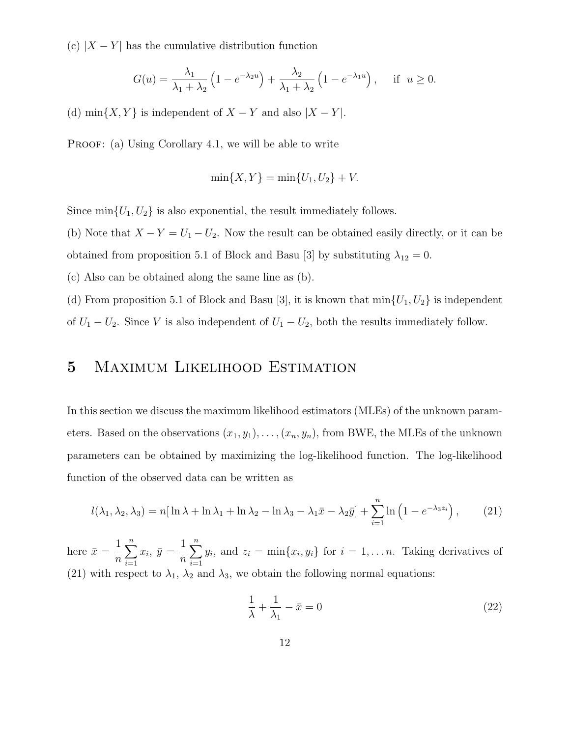(c) $|X - Y|$ has the cumulative distribution function

$$G(u) = \frac{\lambda_1}{\lambda_1 + \lambda_2}\left(1 - e^{-\lambda_2 u}\right) + \frac{\lambda_2}{\lambda_1 + \lambda_2}\left(1 - e^{-\lambda_1 u}\right), \quad \text{if } u \geq 0.$$

(d) $\min\{X, Y\}$ is independent of $X - Y$ and also $|X - Y|$.

Proof: (a) Using Corollary 4.1, we will be able to write

$$\min\{X, Y\} = \min\{U_1, U_2\} + V.$$

Since $\min\{U_1, U_2\}$ is also exponential, the result immediately follows.

(b) Note that $X - Y = U_1 - U_2$. Now the result can be obtained easily directly, or it can be obtained from proposition 5.1 of Block and Basu [3] by substituting $\lambda_{12} = 0$.

(c) Also can be obtained along the same line as (b).

(d) From proposition 5.1 of Block and Basu [3], it is known that $\min\{U_1, U_2\}$ is independent of $U_1 - U_2$. Since $V$ is also independent of $U_1 - U_2$, both the results immediately follow.

# 5 Maximum Likelihood Estimation

In this section we discuss the maximum likelihood estimators (MLEs) of the unknown parameters. Based on the observations $(x_1, y_1), \ldots, (x_n, y_n)$, from BWE, the MLEs of the unknown parameters can be obtained by maximizing the log-likelihood function. The log-likelihood function of the observed data can be written as

$$l(\lambda_1, \lambda_2, \lambda_3) = n[\ln \lambda + \ln \lambda_1 + \ln \lambda_2 - \ln \lambda_3 - \lambda_1 \bar{x} - \lambda_2 \bar{y}] + \sum_{i=1}^{n} \ln\left(1 - e^{-\lambda_3 z_i}\right), \tag{21}$$

here $\bar{x} = \frac{1}{n}\sum_{i=1}^{n} x_i$, $\bar{y} = \frac{1}{n}\sum_{i=1}^{n} y_i$, and $z_i = \min\{x_i, y_i\}$ for $i = 1, \ldots n$. Taking derivatives of (21) with respect to $\lambda_1$, $\lambda_2$ and $\lambda_3$, we obtain the following normal equations:

$$\frac{1}{\lambda} + \frac{1}{\lambda_1} - \bar{x} = 0 \tag{22}$$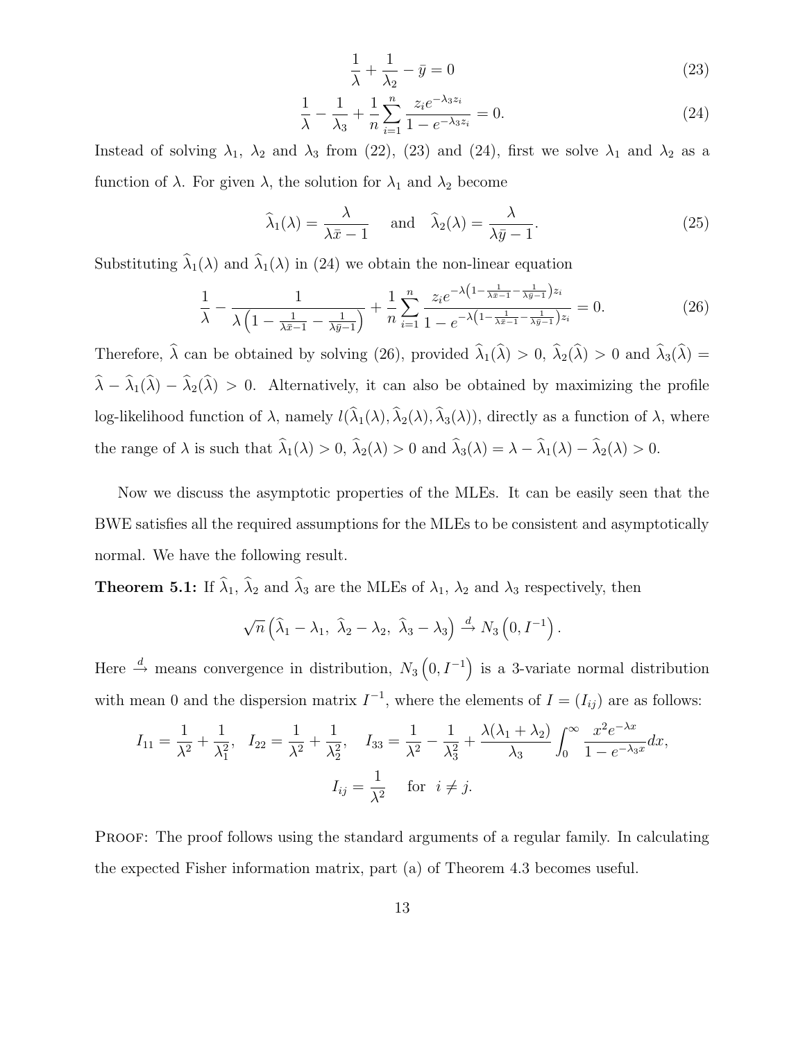$$\frac{1}{\lambda} + \frac{1}{\lambda_2} - \bar{y} = 0 \tag{23}$$

$$\frac{1}{\lambda} - \frac{1}{\lambda_3} + \frac{1}{n}\sum_{i=1}^{n} \frac{z_i e^{-\lambda_3 z_i}}{1 - e^{-\lambda_3 z_i}} = 0. \tag{24}$$

Instead of solving $\lambda_1$, $\lambda_2$ and $\lambda_3$ from (22), (23) and (24), first we solve $\lambda_1$ and $\lambda_2$ as a function of $\lambda$. For given $\lambda$, the solution for $\lambda_1$ and $\lambda_2$ become

$$\widehat{\lambda}_1(\lambda) = \frac{\lambda}{\lambda \bar{x} - 1} \quad \text{and} \quad \widehat{\lambda}_2(\lambda) = \frac{\lambda}{\lambda \bar{y} - 1}. \tag{25}$$

Substituting $\widehat{\lambda}_1(\lambda)$ and $\widehat{\lambda}_1(\lambda)$ in (24) we obtain the non-linear equation

$$\frac{1}{\lambda} - \frac{1}{\lambda\left(1 - \frac{1}{\lambda\bar{x}-1} - \frac{1}{\lambda\bar{y}-1}\right)} + \frac{1}{n}\sum_{i=1}^{n} \frac{z_i e^{-\lambda\left(1 - \frac{1}{\lambda\bar{x}-1} - \frac{1}{\lambda\bar{y}-1}\right)z_i}}{1 - e^{-\lambda\left(1 - \frac{1}{\lambda\bar{x}-1} - \frac{1}{\lambda\bar{y}-1}\right)z_i}} = 0. \tag{26}$$

Therefore, $\widehat{\lambda}$ can be obtained by solving (26), provided $\widehat{\lambda}_1(\widehat{\lambda}) > 0$, $\widehat{\lambda}_2(\widehat{\lambda}) > 0$ and $\widehat{\lambda}_3(\widehat{\lambda}) = \widehat{\lambda} - \widehat{\lambda}_1(\widehat{\lambda}) - \widehat{\lambda}_2(\widehat{\lambda}) > 0$. Alternatively, it can also be obtained by maximizing the profile log-likelihood function of $\lambda$, namely $l(\widehat{\lambda}_1(\lambda), \widehat{\lambda}_2(\lambda), \widehat{\lambda}_3(\lambda))$, directly as a function of $\lambda$, where the range of $\lambda$ is such that $\widehat{\lambda}_1(\lambda) > 0$, $\widehat{\lambda}_2(\lambda) > 0$ and $\widehat{\lambda}_3(\lambda) = \lambda - \widehat{\lambda}_1(\lambda) - \widehat{\lambda}_2(\lambda) > 0$.

Now we discuss the asymptotic properties of the MLEs. It can be easily seen that the BWE satisfies all the required assumptions for the MLEs to be consistent and asymptotically normal. We have the following result.

**Theorem 5.1:** If $\widehat{\lambda}_1$, $\widehat{\lambda}_2$ and $\widehat{\lambda}_3$ are the MLEs of $\lambda_1$, $\lambda_2$ and $\lambda_3$ respectively, then

$$\sqrt{n}\left(\widehat{\lambda}_1 - \lambda_1,\ \widehat{\lambda}_2 - \lambda_2,\ \widehat{\lambda}_3 - \lambda_3\right) \xrightarrow{d} N_3\left(0, I^{-1}\right).$$

Here $\xrightarrow{d}$ means convergence in distribution, $N_3\left(0, I^{-1}\right)$ is a 3-variate normal distribution with mean 0 and the dispersion matrix $I^{-1}$, where the elements of $I = (I_{ij})$ are as follows:

$$I_{11} = \frac{1}{\lambda^2} + \frac{1}{\lambda_1^2}, \quad I_{22} = \frac{1}{\lambda^2} + \frac{1}{\lambda_2^2}, \quad I_{33} = \frac{1}{\lambda^2} - \frac{1}{\lambda_3^2} + \frac{\lambda(\lambda_1+\lambda_2)}{\lambda_3}\int_0^\infty \frac{x^2 e^{-\lambda x}}{1 - e^{-\lambda_3 x}}dx,$$

$$I_{ij} = \frac{1}{\lambda^2} \quad \text{for} \quad i \neq j.$$

Proof: The proof follows using the standard arguments of a regular family. In calculating the expected Fisher information matrix, part (a) of Theorem 4.3 becomes useful.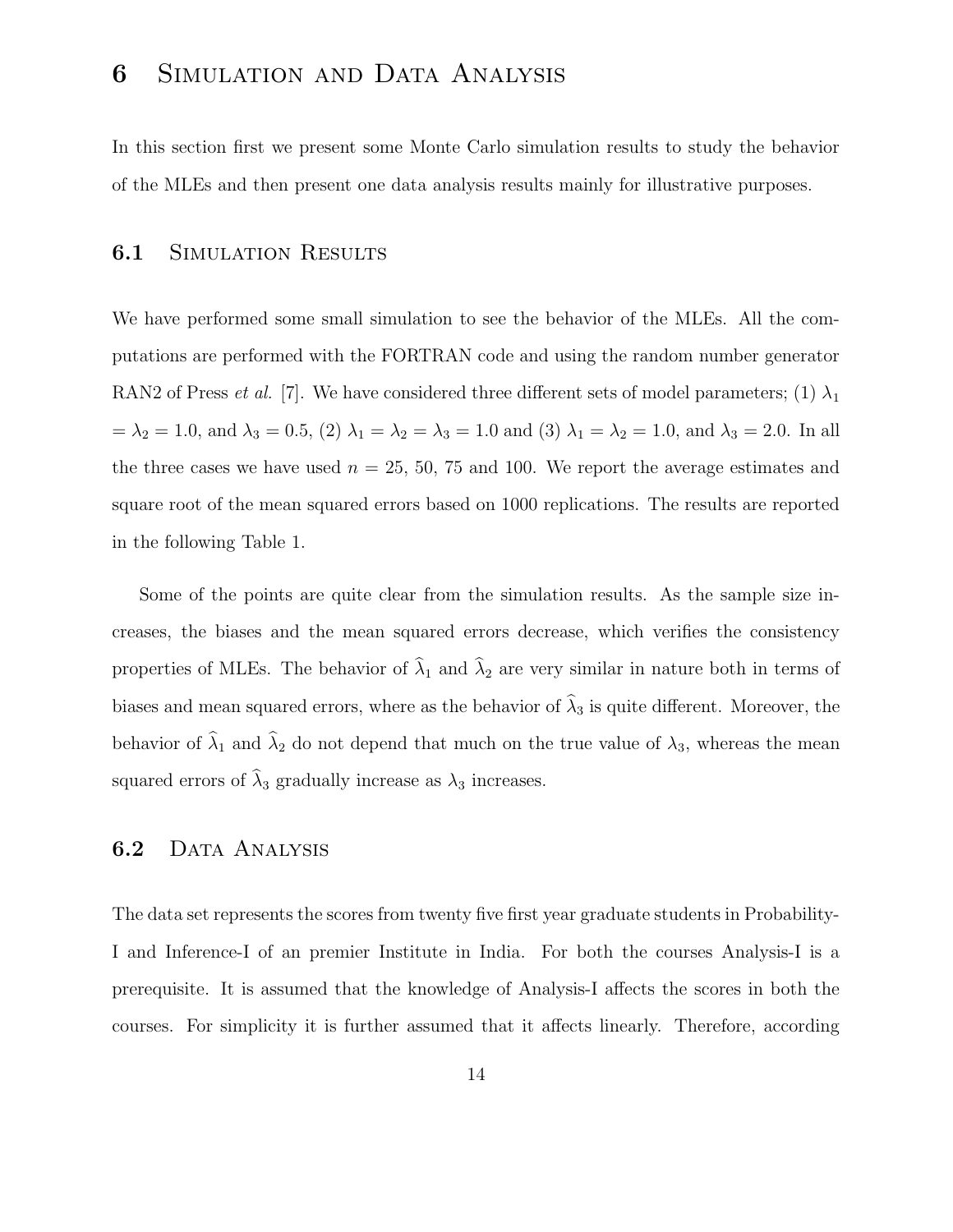# 6 Simulation and Data Analysis

In this section first we present some Monte Carlo simulation results to study the behavior of the MLEs and then present one data analysis results mainly for illustrative purposes.

## 6.1 Simulation Results

We have performed some small simulation to see the behavior of the MLEs. All the computations are performed with the FORTRAN code and using the random number generator RAN2 of Press *et al.* [7]. We have considered three different sets of model parameters; (1) $\lambda_1 = \lambda_2 = 1.0$, and $\lambda_3 = 0.5$, (2) $\lambda_1 = \lambda_2 = \lambda_3 = 1.0$ and (3) $\lambda_1 = \lambda_2 = 1.0$, and $\lambda_3 = 2.0$. In all the three cases we have used $n$ = 25, 50, 75 and 100. We report the average estimates and square root of the mean squared errors based on 1000 replications. The results are reported in the following Table 1.

Some of the points are quite clear from the simulation results. As the sample size increases, the biases and the mean squared errors decrease, which verifies the consistency properties of MLEs. The behavior of $\widehat{\lambda}_1$ and $\widehat{\lambda}_2$ are very similar in nature both in terms of biases and mean squared errors, where as the behavior of $\widehat{\lambda}_3$ is quite different. Moreover, the behavior of $\widehat{\lambda}_1$ and $\widehat{\lambda}_2$ do not depend that much on the true value of $\lambda_3$, whereas the mean squared errors of $\widehat{\lambda}_3$ gradually increase as $\lambda_3$ increases.

## 6.2 Data Analysis

The data set represents the scores from twenty five first year graduate students in Probability-I and Inference-I of an premier Institute in India. For both the courses Analysis-I is a prerequisite. It is assumed that the knowledge of Analysis-I affects the scores in both the courses. For simplicity it is further assumed that it affects linearly. Therefore, according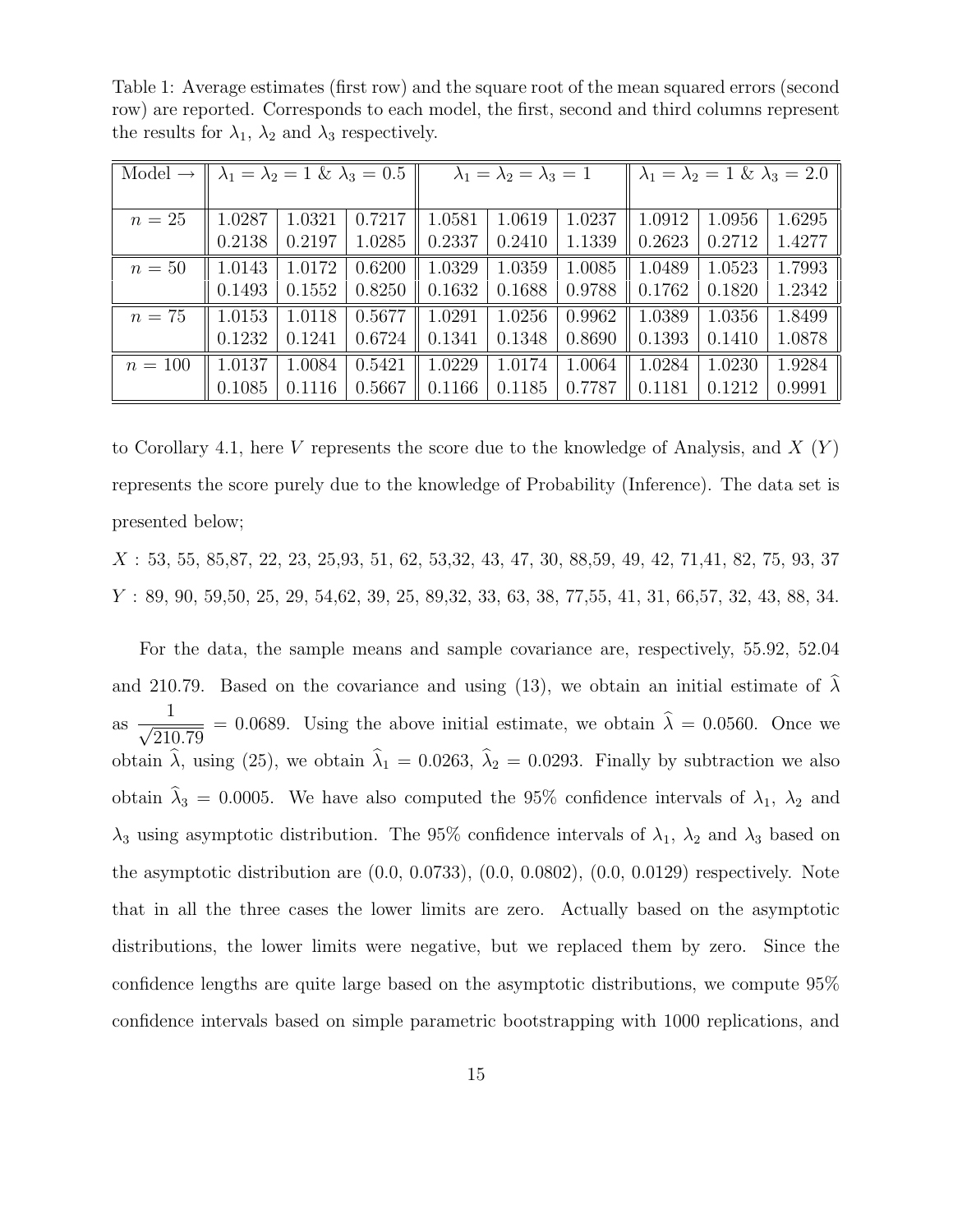Table 1: Average estimates (first row) and the square root of the mean squared errors (second row) are reported. Corresponds to each model, the first, second and third columns represent the results for $\lambda_1$, $\lambda_2$ and $\lambda_3$ respectively.

| Model → | $\lambda_1 = \lambda_2 = 1$ & $\lambda_3 = 0.5$ | | | $\lambda_1 = \lambda_2 = \lambda_3 = 1$ | | | $\lambda_1 = \lambda_2 = 1$ & $\lambda_3 = 2.0$ | | |
|---|---|---|---|---|---|---|---|---|---|
| $n = 25$ | 1.0287 | 1.0321 | 0.7217 | 1.0581 | 1.0619 | 1.0237 | 1.0912 | 1.0956 | 1.6295 |
| | 0.2138 | 0.2197 | 1.0285 | 0.2337 | 0.2410 | 1.1339 | 0.2623 | 0.2712 | 1.4277 |
| $n = 50$ | 1.0143 | 1.0172 | 0.6200 | 1.0329 | 1.0359 | 1.0085 | 1.0489 | 1.0523 | 1.7993 |
| | 0.1493 | 0.1552 | 0.8250 | 0.1632 | 0.1688 | 0.9788 | 0.1762 | 0.1820 | 1.2342 |
| $n = 75$ | 1.0153 | 1.0118 | 0.5677 | 1.0291 | 1.0256 | 0.9962 | 1.0389 | 1.0356 | 1.8499 |
| | 0.1232 | 0.1241 | 0.6724 | 0.1341 | 0.1348 | 0.8690 | 0.1393 | 0.1410 | 1.0878 |
| $n = 100$ | 1.0137 | 1.0084 | 0.5421 | 1.0229 | 1.0174 | 1.0064 | 1.0284 | 1.0230 | 1.9284 |
| | 0.1085 | 0.1116 | 0.5667 | 0.1166 | 0.1185 | 0.7787 | 0.1181 | 0.1212 | 0.9991 |

to Corollary 4.1, here $V$ represents the score due to the knowledge of Analysis, and $X$ ($Y$) represents the score purely due to the knowledge of Probability (Inference). The data set is presented below;

$X$ : 53, 55, 85,87, 22, 23, 25,93, 51, 62, 53,32, 43, 47, 30, 88,59, 49, 42, 71,41, 82, 75, 93, 37

$Y$ : 89, 90, 59,50, 25, 29, 54,62, 39, 25, 89,32, 33, 63, 38, 77,55, 41, 31, 66,57, 32, 43, 88, 34.

For the data, the sample means and sample covariance are, respectively, 55.92, 52.04 and 210.79. Based on the covariance and using (13), we obtain an initial estimate of $\widehat{\lambda}$ as $\frac{1}{\sqrt{210.79}} = 0.0689$. Using the above initial estimate, we obtain $\widehat{\lambda} = 0.0560$. Once we obtain $\widehat{\lambda}$, using (25), we obtain $\widehat{\lambda}_1 = 0.0263$, $\widehat{\lambda}_2 = 0.0293$. Finally by subtraction we also obtain $\widehat{\lambda}_3 = 0.0005$. We have also computed the 95% confidence intervals of $\lambda_1$, $\lambda_2$ and $\lambda_3$ using asymptotic distribution. The 95% confidence intervals of $\lambda_1$, $\lambda_2$ and $\lambda_3$ based on the asymptotic distribution are (0.0, 0.0733), (0.0, 0.0802), (0.0, 0.0129) respectively. Note that in all the three cases the lower limits are zero. Actually based on the asymptotic distributions, the lower limits were negative, but we replaced them by zero. Since the confidence lengths are quite large based on the asymptotic distributions, we compute 95% confidence intervals based on simple parametric bootstrapping with 1000 replications, and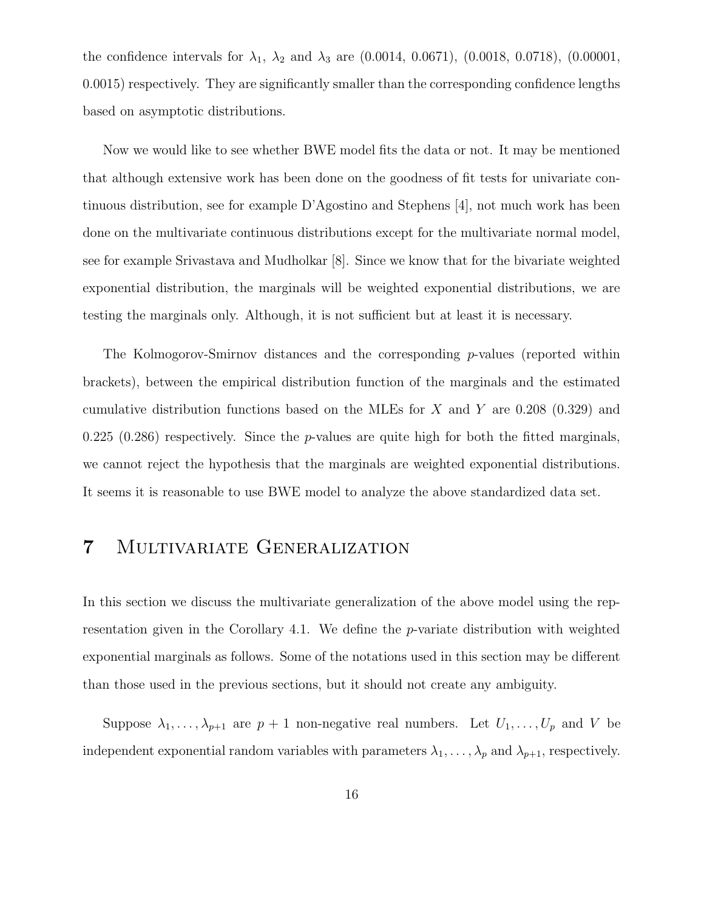the confidence intervals for $\lambda_1$, $\lambda_2$ and $\lambda_3$ are (0.0014, 0.0671), (0.0018, 0.0718), (0.00001, 0.0015) respectively. They are significantly smaller than the corresponding confidence lengths based on asymptotic distributions.

Now we would like to see whether BWE model fits the data or not. It may be mentioned that although extensive work has been done on the goodness of fit tests for univariate continuous distribution, see for example D'Agostino and Stephens [4], not much work has been done on the multivariate continuous distributions except for the multivariate normal model, see for example Srivastava and Mudholkar [8]. Since we know that for the bivariate weighted exponential distribution, the marginals will be weighted exponential distributions, we are testing the marginals only. Although, it is not sufficient but at least it is necessary.

The Kolmogorov-Smirnov distances and the corresponding $p$-values (reported within brackets), between the empirical distribution function of the marginals and the estimated cumulative distribution functions based on the MLEs for $X$ and $Y$ are 0.208 (0.329) and 0.225 (0.286) respectively. Since the $p$-values are quite high for both the fitted marginals, we cannot reject the hypothesis that the marginals are weighted exponential distributions. It seems it is reasonable to use BWE model to analyze the above standardized data set.

# 7 Multivariate Generalization

In this section we discuss the multivariate generalization of the above model using the representation given in the Corollary 4.1. We define the $p$-variate distribution with weighted exponential marginals as follows. Some of the notations used in this section may be different than those used in the previous sections, but it should not create any ambiguity.

Suppose $\lambda_1, \ldots, \lambda_{p+1}$ are $p+1$ non-negative real numbers. Let $U_1, \ldots, U_p$ and $V$ be independent exponential random variables with parameters $\lambda_1, \ldots, \lambda_p$ and $\lambda_{p+1}$, respectively.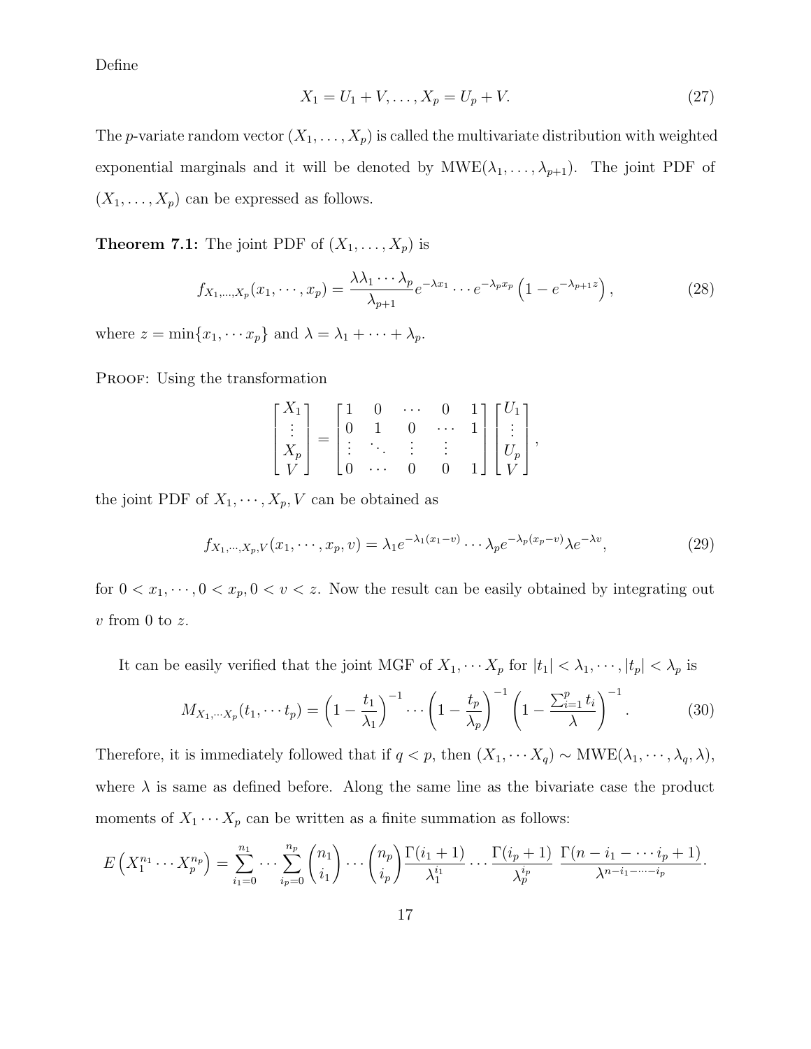Define

$$X_1 = U_1 + V, \ldots, X_p = U_p + V. \tag{27}$$

The $p$-variate random vector $(X_1, \ldots, X_p)$ is called the multivariate distribution with weighted exponential marginals and it will be denoted by MWE$(\lambda_1, \ldots, \lambda_{p+1})$. The joint PDF of $(X_1, \ldots, X_p)$ can be expressed as follows.

**Theorem 7.1:** The joint PDF of $(X_1, \ldots, X_p)$ is

$$f_{X_1,\ldots,X_p}(x_1, \cdots, x_p) = \frac{\lambda\lambda_1 \cdots \lambda_p}{\lambda_{p+1}} e^{-\lambda x_1} \cdots e^{-\lambda_p x_p} \left(1 - e^{-\lambda_{p+1} z}\right), \tag{28}$$

where $z = \min\{x_1, \cdots x_p\}$ and $\lambda = \lambda_1 + \cdots + \lambda_p$.

Proof: Using the transformation

$$\begin{bmatrix} X_1 \\ \vdots \\ X_p \\ V \end{bmatrix} = \begin{bmatrix} 1 & 0 & \cdots & 0 & 1 \\ 0 & 1 & 0 & \cdots & 1 \\ \vdots & \ddots & \vdots & \vdots & \\ 0 & \cdots & 0 & 0 & 1 \end{bmatrix} \begin{bmatrix} U_1 \\ \vdots \\ U_p \\ V \end{bmatrix},$$

the joint PDF of $X_1, \cdots, X_p, V$ can be obtained as

$$f_{X_1,\cdots,X_p,V}(x_1, \cdots, x_p, v) = \lambda_1 e^{-\lambda_1(x_1 - v)} \cdots \lambda_p e^{-\lambda_p(x_p - v)} \lambda e^{-\lambda v}, \tag{29}$$

for $0 < x_1, \cdots, 0 < x_p, 0 < v < z$. Now the result can be easily obtained by integrating out $v$ from 0 to $z$.

It can be easily verified that the joint MGF of $X_1, \cdots X_p$ for $|t_1| < \lambda_1, \cdots, |t_p| < \lambda_p$ is

$$M_{X_1,\cdots X_p}(t_1, \cdots t_p) = \left(1 - \frac{t_1}{\lambda_1}\right)^{-1} \cdots \left(1 - \frac{t_p}{\lambda_p}\right)^{-1} \left(1 - \frac{\sum_{i=1}^p t_i}{\lambda}\right)^{-1}. \tag{30}$$

Therefore, it is immediately followed that if $q < p$, then $(X_1, \cdots X_q) \sim$ MWE$(\lambda_1, \cdots, \lambda_q, \lambda)$, where $\lambda$ is same as defined before. Along the same line as the bivariate case the product moments of $X_1 \cdots X_p$ can be written as a finite summation as follows:

$$E\left(X_1^{n_1} \cdots X_p^{n_p}\right) = \sum_{i_1=0}^{n_1} \cdots \sum_{i_p=0}^{n_p} \binom{n_1}{i_1} \cdots \binom{n_p}{i_p} \frac{\Gamma(i_1+1)}{\lambda_1^{i_1}} \cdots \frac{\Gamma(i_p+1)}{\lambda_p^{i_p}} \; \frac{\Gamma(n - i_1 - \cdots i_p + 1)}{\lambda^{n - i_1 - \cdots - i_p}}.$$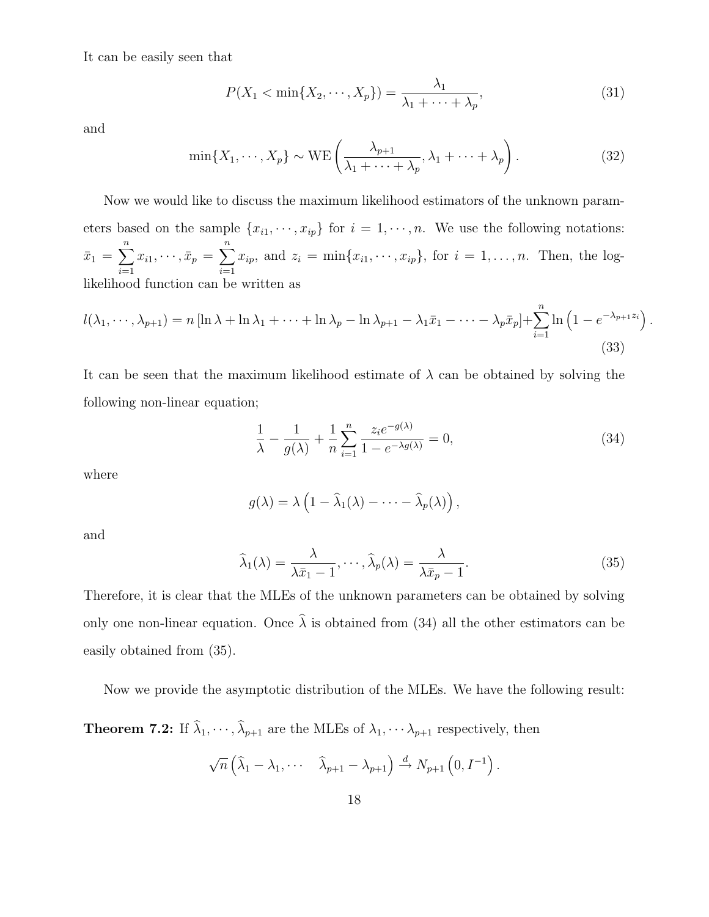It can be easily seen that

$$P(X_1 < \min\{X_2, \cdots, X_p\}) = \frac{\lambda_1}{\lambda_1 + \cdots + \lambda_p}, \tag{31}$$

and

$$\min\{X_1, \cdots, X_p\} \sim \text{WE}\left(\frac{\lambda_{p+1}}{\lambda_1 + \cdots + \lambda_p}, \lambda_1 + \cdots + \lambda_p\right). \tag{32}$$

Now we would like to discuss the maximum likelihood estimators of the unknown parameters based on the sample $\{x_{i1}, \cdots, x_{ip}\}$ for $i = 1, \cdots, n$. We use the following notations: $\bar{x}_1 = \sum_{i=1}^{n} x_{i1}, \cdots, \bar{x}_p = \sum_{i=1}^{n} x_{ip}$, and $z_i = \min\{x_{i1}, \cdots, x_{ip}\}$, for $i = 1, \ldots, n$. Then, the log-likelihood function can be written as

$$l(\lambda_1, \cdots, \lambda_{p+1}) = n\left[\ln \lambda + \ln \lambda_1 + \cdots + \ln \lambda_p - \ln \lambda_{p+1} - \lambda_1 \bar{x}_1 - \cdots - \lambda_p \bar{x}_p\right] + \sum_{i=1}^{n} \ln\left(1 - e^{-\lambda_{p+1} z_i}\right). \tag{33}$$

It can be seen that the maximum likelihood estimate of $\lambda$ can be obtained by solving the following non-linear equation;

$$\frac{1}{\lambda} - \frac{1}{g(\lambda)} + \frac{1}{n}\sum_{i=1}^{n} \frac{z_i e^{-g(\lambda)}}{1 - e^{-\lambda g(\lambda)}} = 0, \tag{34}$$

where

$$g(\lambda) = \lambda\left(1 - \widehat{\lambda}_1(\lambda) - \cdots - \widehat{\lambda}_p(\lambda)\right),$$

and

$$\widehat{\lambda}_1(\lambda) = \frac{\lambda}{\lambda \bar{x}_1 - 1}, \cdots, \widehat{\lambda}_p(\lambda) = \frac{\lambda}{\lambda \bar{x}_p - 1}. \tag{35}$$

Therefore, it is clear that the MLEs of the unknown parameters can be obtained by solving only one non-linear equation. Once $\widehat{\lambda}$ is obtained from (34) all the other estimators can be easily obtained from (35).

Now we provide the asymptotic distribution of the MLEs. We have the following result:

**Theorem 7.2:** If $\widehat{\lambda}_1, \cdots, \widehat{\lambda}_{p+1}$ are the MLEs of $\lambda_1, \cdots \lambda_{p+1}$ respectively, then

$$\sqrt{n}\left(\widehat{\lambda}_1 - \lambda_1, \cdots \quad \widehat{\lambda}_{p+1} - \lambda_{p+1}\right) \xrightarrow{d} N_{p+1}\left(0, I^{-1}\right).$$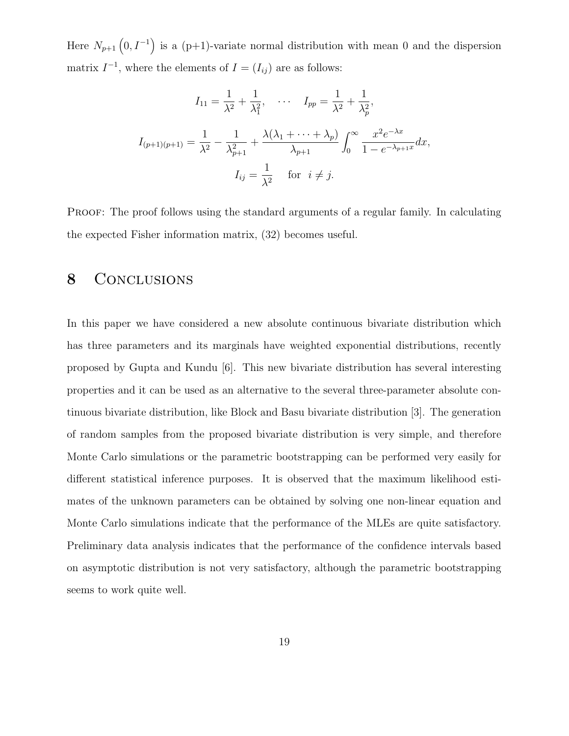Here $N_{p+1}\left(0, I^{-1}\right)$ is a (p+1)-variate normal distribution with mean 0 and the dispersion matrix $I^{-1}$, where the elements of $I = (I_{ij})$ are as follows:

$$I_{11} = \frac{1}{\lambda^2} + \frac{1}{\lambda_1^2}, \quad \cdots \quad I_{pp} = \frac{1}{\lambda^2} + \frac{1}{\lambda_p^2},$$

$$I_{(p+1)(p+1)} = \frac{1}{\lambda^2} - \frac{1}{\lambda_{p+1}^2} + \frac{\lambda(\lambda_1 + \cdots + \lambda_p)}{\lambda_{p+1}} \int_0^\infty \frac{x^2 e^{-\lambda x}}{1 - e^{-\lambda_{p+1} x}} dx,$$

$$I_{ij} = \frac{1}{\lambda^2} \quad \text{ for } \; i \neq j.$$

Proof: The proof follows using the standard arguments of a regular family. In calculating the expected Fisher information matrix, (32) becomes useful.

# 8 Conclusions

In this paper we have considered a new absolute continuous bivariate distribution which has three parameters and its marginals have weighted exponential distributions, recently proposed by Gupta and Kundu [6]. This new bivariate distribution has several interesting properties and it can be used as an alternative to the several three-parameter absolute continuous bivariate distribution, like Block and Basu bivariate distribution [3]. The generation of random samples from the proposed bivariate distribution is very simple, and therefore Monte Carlo simulations or the parametric bootstrapping can be performed very easily for different statistical inference purposes. It is observed that the maximum likelihood estimates of the unknown parameters can be obtained by solving one non-linear equation and Monte Carlo simulations indicate that the performance of the MLEs are quite satisfactory. Preliminary data analysis indicates that the performance of the confidence intervals based on asymptotic distribution is not very satisfactory, although the parametric bootstrapping seems to work quite well.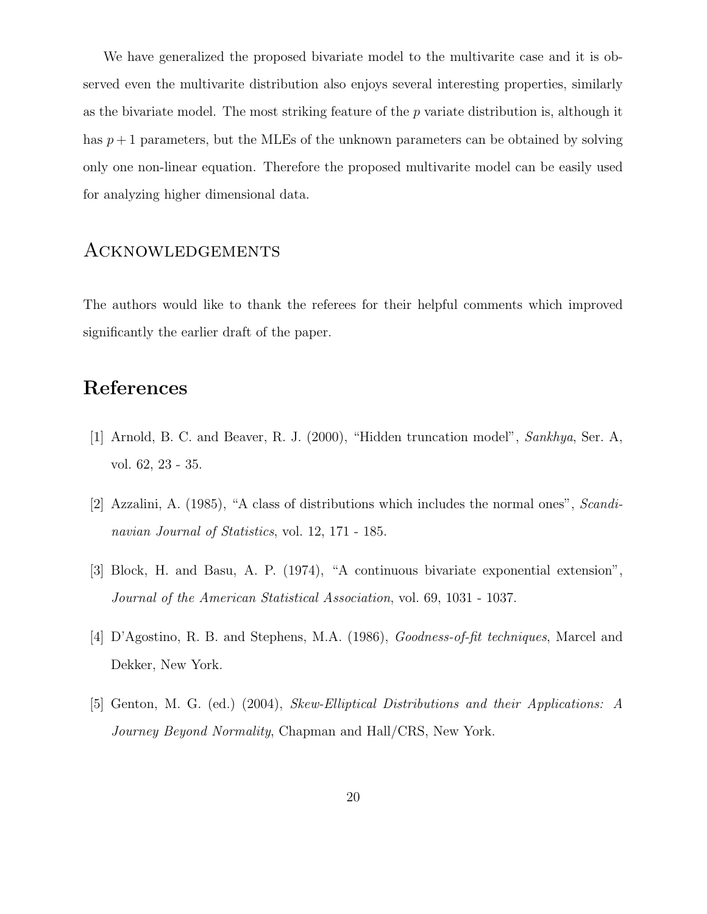We have generalized the proposed bivariate model to the multivarite case and it is observed even the multivarite distribution also enjoys several interesting properties, similarly as the bivariate model. The most striking feature of the $p$ variate distribution is, although it has $p + 1$ parameters, but the MLEs of the unknown parameters can be obtained by solving only one non-linear equation. Therefore the proposed multivarite model can be easily used for analyzing higher dimensional data.

## Acknowledgements

The authors would like to thank the referees for their helpful comments which improved significantly the earlier draft of the paper.

# References

[1] Arnold, B. C. and Beaver, R. J. (2000), "Hidden truncation model", *Sankhya*, Ser. A, vol. 62, 23 - 35.

[2] Azzalini, A. (1985), "A class of distributions which includes the normal ones", *Scandinavian Journal of Statistics*, vol. 12, 171 - 185.

[3] Block, H. and Basu, A. P. (1974), "A continuous bivariate exponential extension", *Journal of the American Statistical Association*, vol. 69, 1031 - 1037.

[4] D'Agostino, R. B. and Stephens, M.A. (1986), *Goodness-of-fit techniques*, Marcel and Dekker, New York.

[5] Genton, M. G. (ed.) (2004), *Skew-Elliptical Distributions and their Applications: A Journey Beyond Normality*, Chapman and Hall/CRS, New York.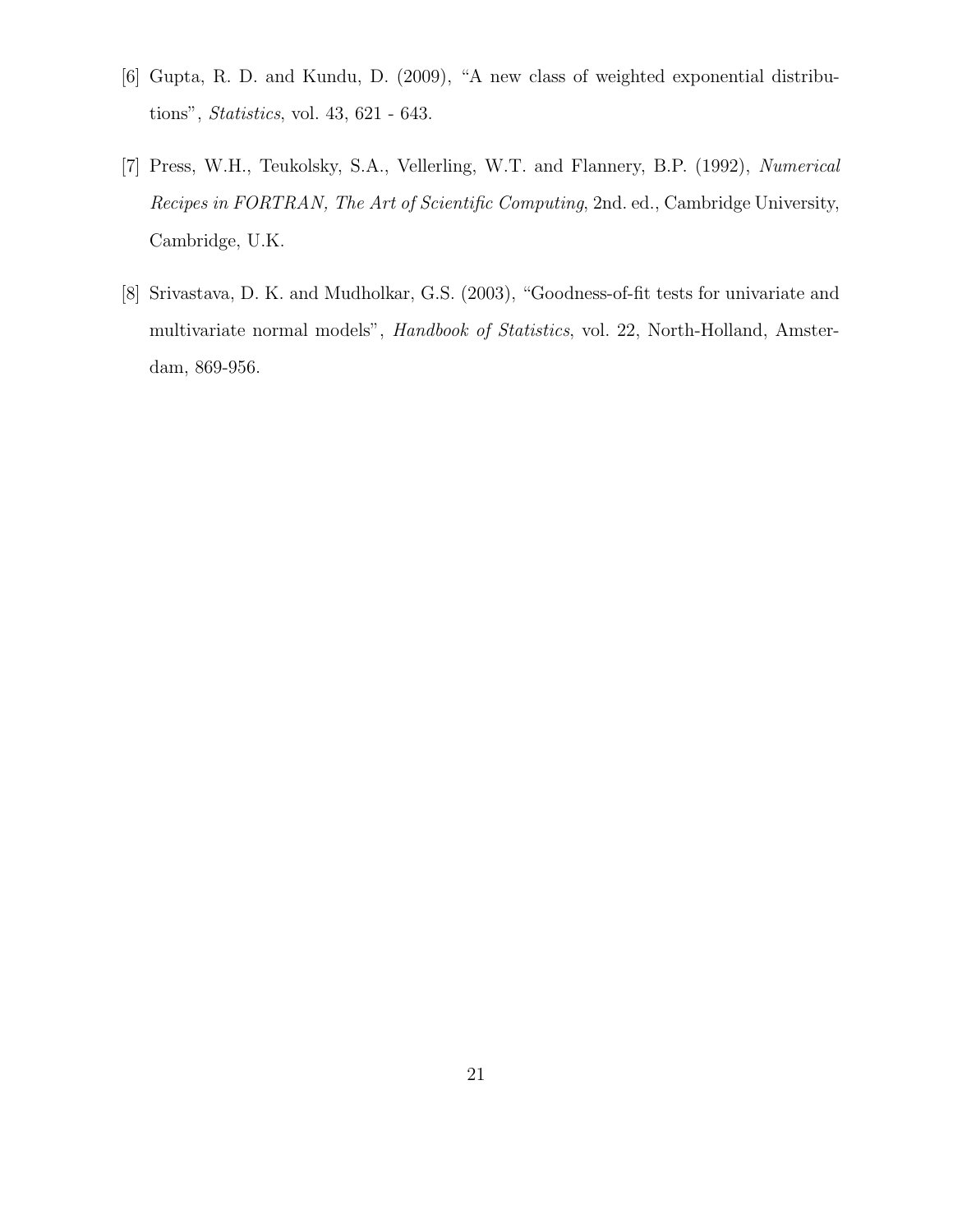[6] Gupta, R. D. and Kundu, D. (2009), "A new class of weighted exponential distributions", *Statistics*, vol. 43, 621 - 643.

[7] Press, W.H., Teukolsky, S.A., Vellerling, W.T. and Flannery, B.P. (1992), *Numerical Recipes in FORTRAN, The Art of Scientific Computing*, 2nd. ed., Cambridge University, Cambridge, U.K.

[8] Srivastava, D. K. and Mudholkar, G.S. (2003), "Goodness-of-fit tests for univariate and multivariate normal models", *Handbook of Statistics*, vol. 22, North-Holland, Amsterdam, 869-956.